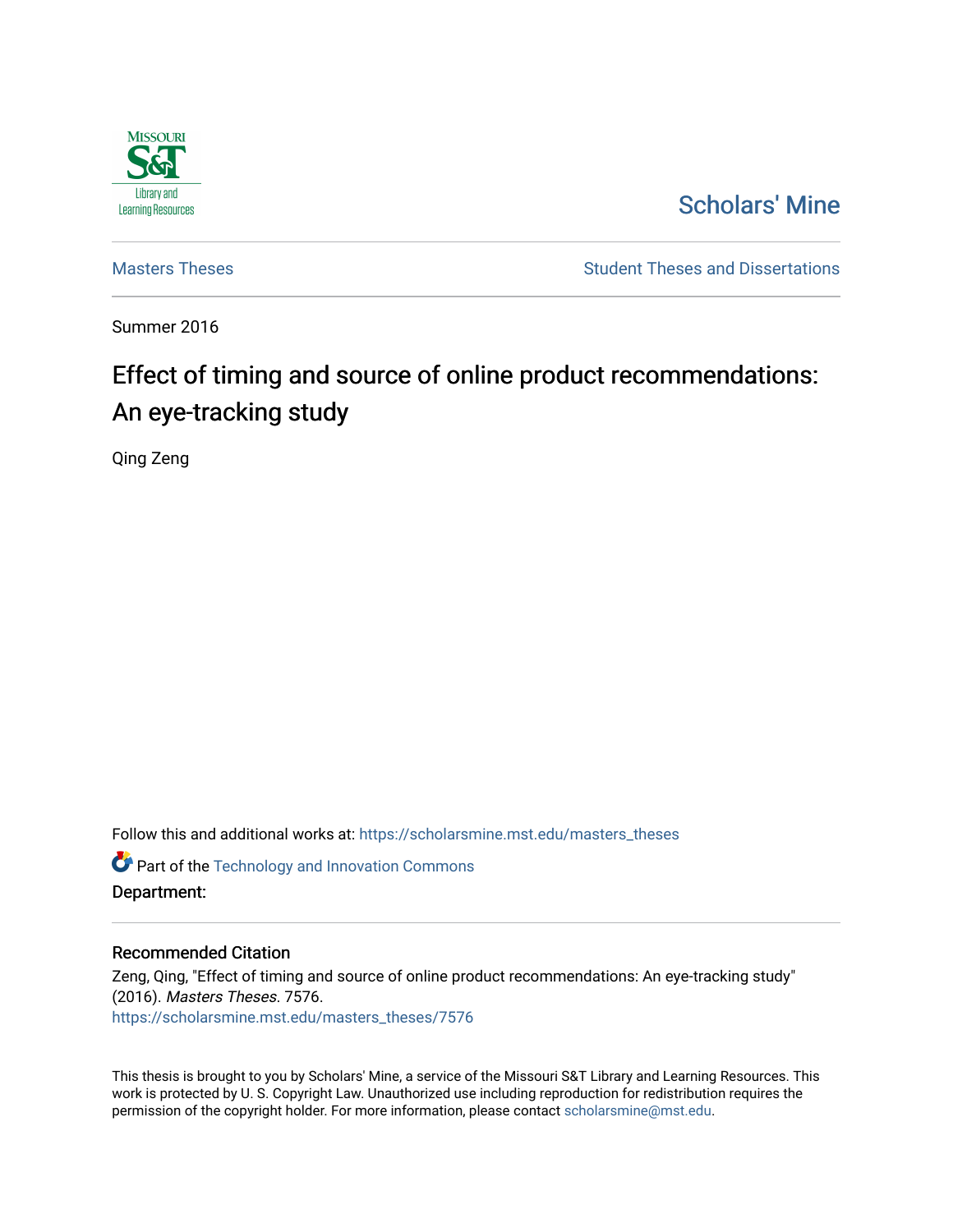Scholars' Mine

Masters Theses

Student Theses and Dissertations

Summer 2016

# Effect of timing and source of online product recommendations: An eye-tracking study

Qing Zeng

Follow this and additional works at: https://scholarsmine.mst.edu/masters_theses

Part of the Technology and Innovation Commons

**Department:**

## Recommended Citation

Zeng, Qing, "Effect of timing and source of online product recommendations: An eye-tracking study" (2016). *Masters Theses*. 7576.
https://scholarsmine.mst.edu/masters_theses/7576

This thesis is brought to you by Scholars' Mine, a service of the Missouri S&T Library and Learning Resources. This work is protected by U. S. Copyright Law. Unauthorized use including reproduction for redistribution requires the permission of the copyright holder. For more information, please contact scholarsmine@mst.edu.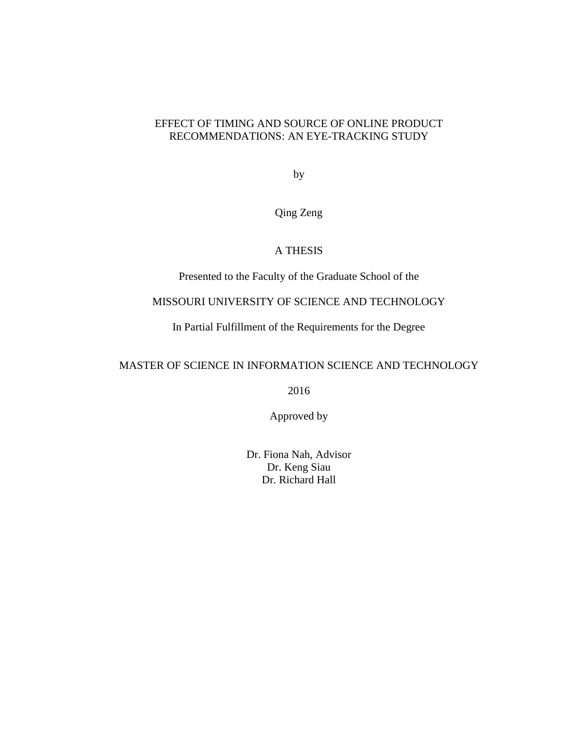# EFFECT OF TIMING AND SOURCE OF ONLINE PRODUCT RECOMMENDATIONS: AN EYE-TRACKING STUDY

by

Qing Zeng

A THESIS

Presented to the Faculty of the Graduate School of the

MISSOURI UNIVERSITY OF SCIENCE AND TECHNOLOGY

In Partial Fulfillment of the Requirements for the Degree

MASTER OF SCIENCE IN INFORMATION SCIENCE AND TECHNOLOGY

2016

Approved by

Dr. Fiona Nah, Advisor
Dr. Keng Siau
Dr. Richard Hall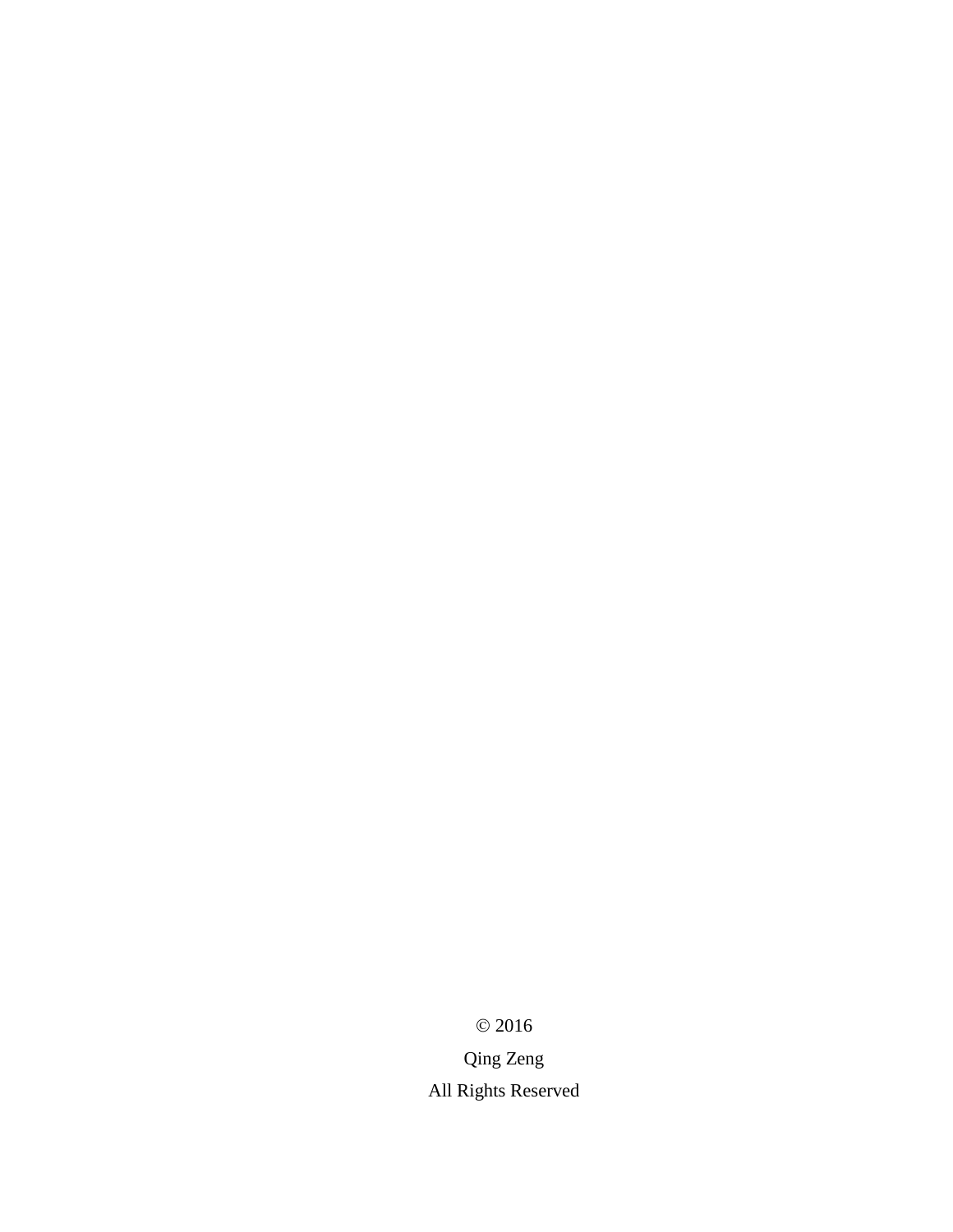© 2016

Qing Zeng

All Rights Reserved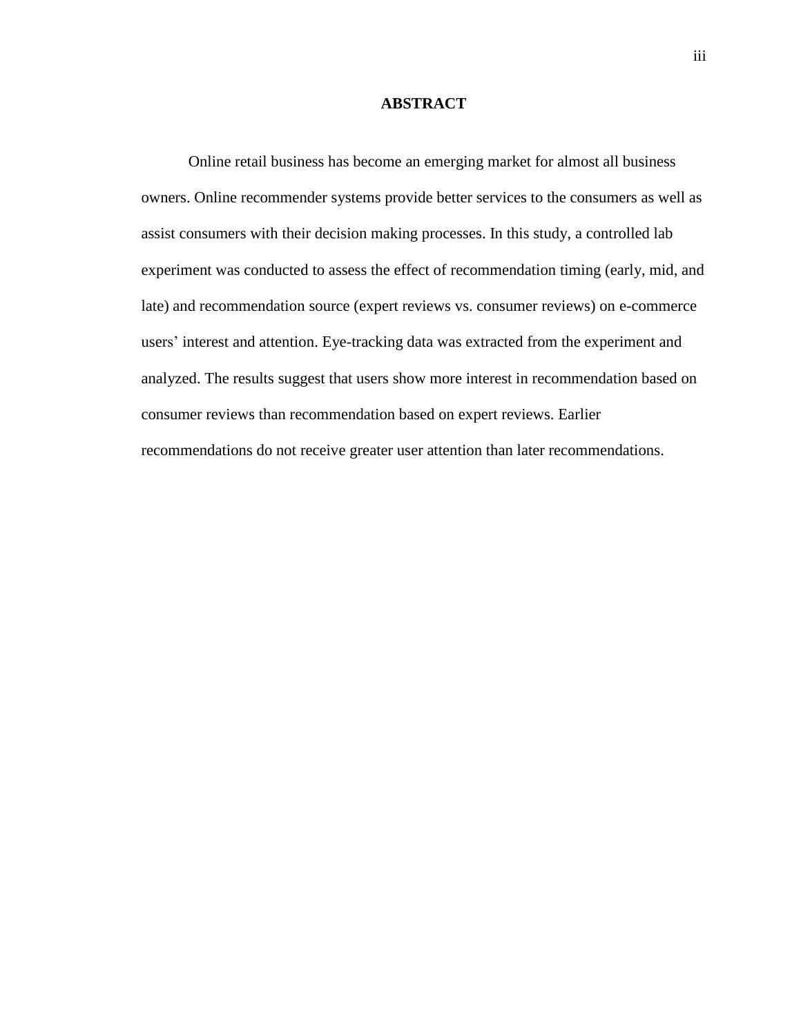# ABSTRACT

Online retail business has become an emerging market for almost all business owners. Online recommender systems provide better services to the consumers as well as assist consumers with their decision making processes. In this study, a controlled lab experiment was conducted to assess the effect of recommendation timing (early, mid, and late) and recommendation source (expert reviews vs. consumer reviews) on e-commerce users' interest and attention. Eye-tracking data was extracted from the experiment and analyzed. The results suggest that users show more interest in recommendation based on consumer reviews than recommendation based on expert reviews. Earlier recommendations do not receive greater user attention than later recommendations.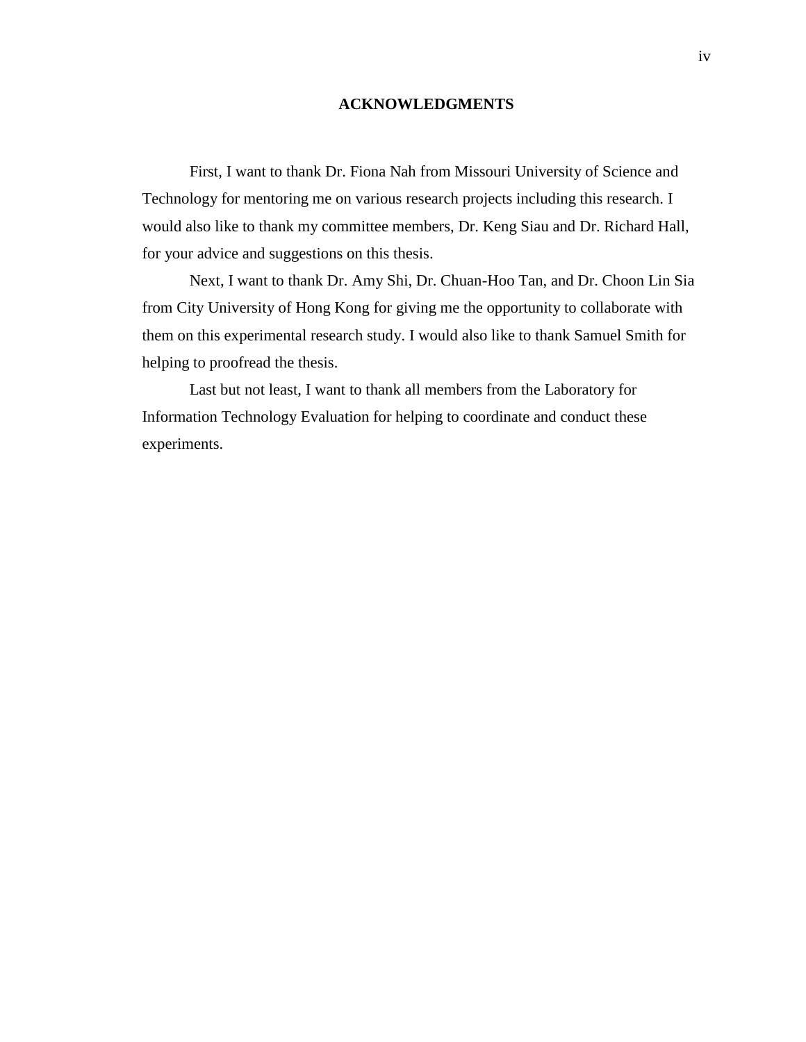## ACKNOWLEDGMENTS

First, I want to thank Dr. Fiona Nah from Missouri University of Science and Technology for mentoring me on various research projects including this research. I would also like to thank my committee members, Dr. Keng Siau and Dr. Richard Hall, for your advice and suggestions on this thesis.

Next, I want to thank Dr. Amy Shi, Dr. Chuan-Hoo Tan, and Dr. Choon Lin Sia from City University of Hong Kong for giving me the opportunity to collaborate with them on this experimental research study. I would also like to thank Samuel Smith for helping to proofread the thesis.

Last but not least, I want to thank all members from the Laboratory for Information Technology Evaluation for helping to coordinate and conduct these experiments.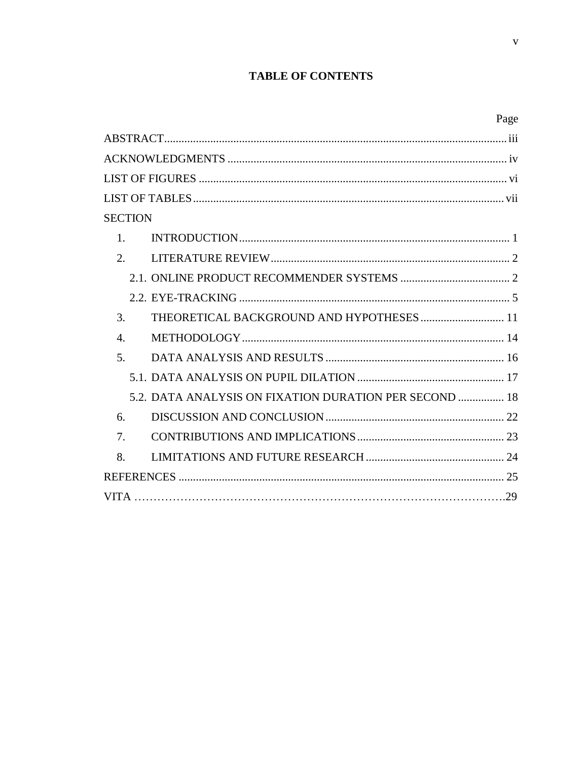## TABLE OF CONTENTS

| | Page |
|---|---|
| ABSTRACT | iii |
| ACKNOWLEDGMENTS | iv |
| LIST OF FIGURES | vi |
| LIST OF TABLES | vii |
| SECTION | |
| 1. INTRODUCTION | 1 |
| 2. LITERATURE REVIEW | 2 |
| 2.1. ONLINE PRODUCT RECOMMENDER SYSTEMS | 2 |
| 2.2. EYE-TRACKING | 5 |
| 3. THEORETICAL BACKGROUND AND HYPOTHESES | 11 |
| 4. METHODOLOGY | 14 |
| 5. DATA ANALYSIS AND RESULTS | 16 |
| 5.1. DATA ANALYSIS ON PUPIL DILATION | 17 |
| 5.2. DATA ANALYSIS ON FIXATION DURATION PER SECOND | 18 |
| 6. DISCUSSION AND CONCLUSION | 22 |
| 7. CONTRIBUTIONS AND IMPLICATIONS | 23 |
| 8. LIMITATIONS AND FUTURE RESEARCH | 24 |
| REFERENCES | 25 |
| VITA | 29 |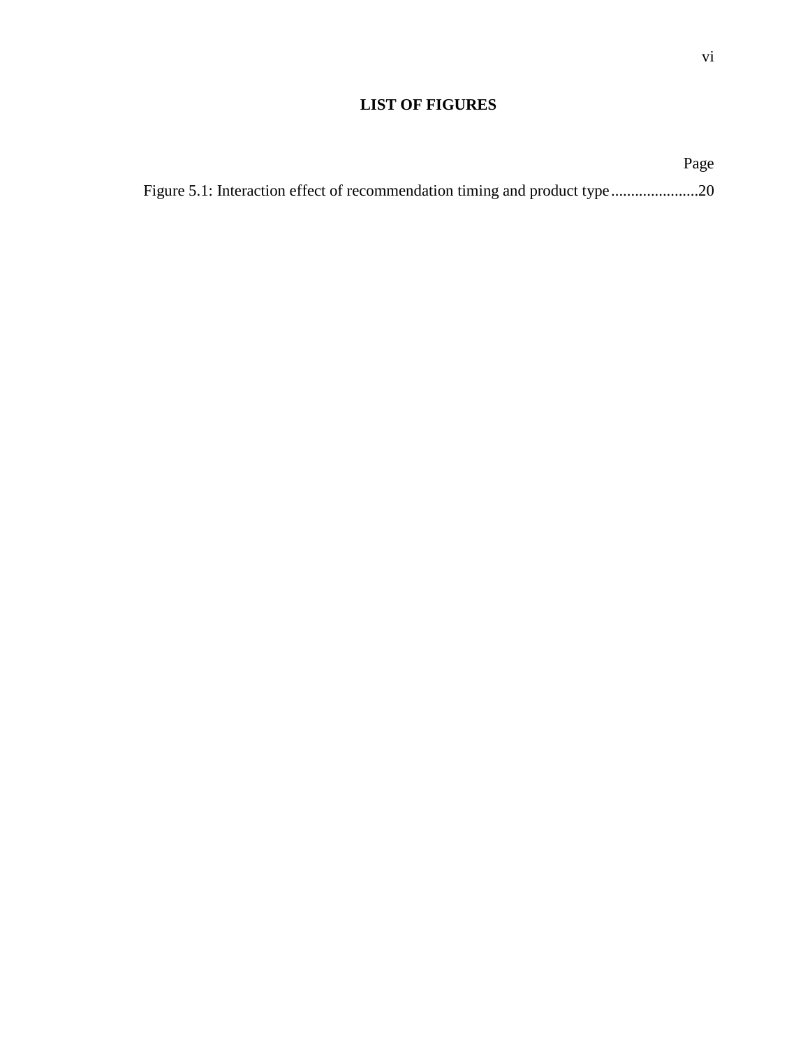# LIST OF FIGURES

Page

Figure 5.1: Interaction effect of recommendation timing and product type......................20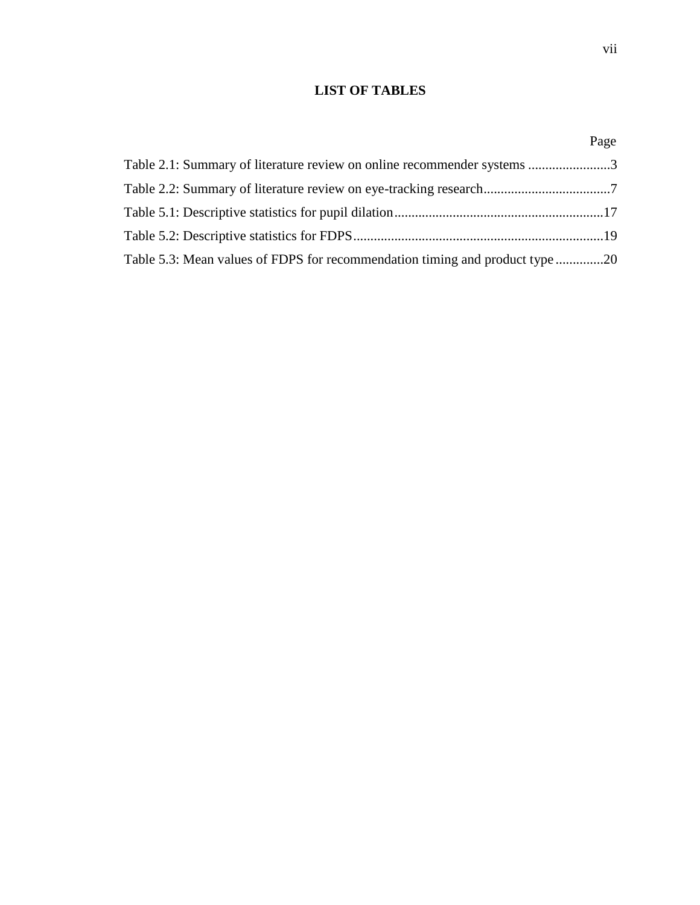# LIST OF TABLES

| | Page |
|---|---|
| Table 2.1: Summary of literature review on online recommender systems | 3 |
| Table 2.2: Summary of literature review on eye-tracking research | 7 |
| Table 5.1: Descriptive statistics for pupil dilation | 17 |
| Table 5.2: Descriptive statistics for FDPS | 19 |
| Table 5.3: Mean values of FDPS for recommendation timing and product type | 20 |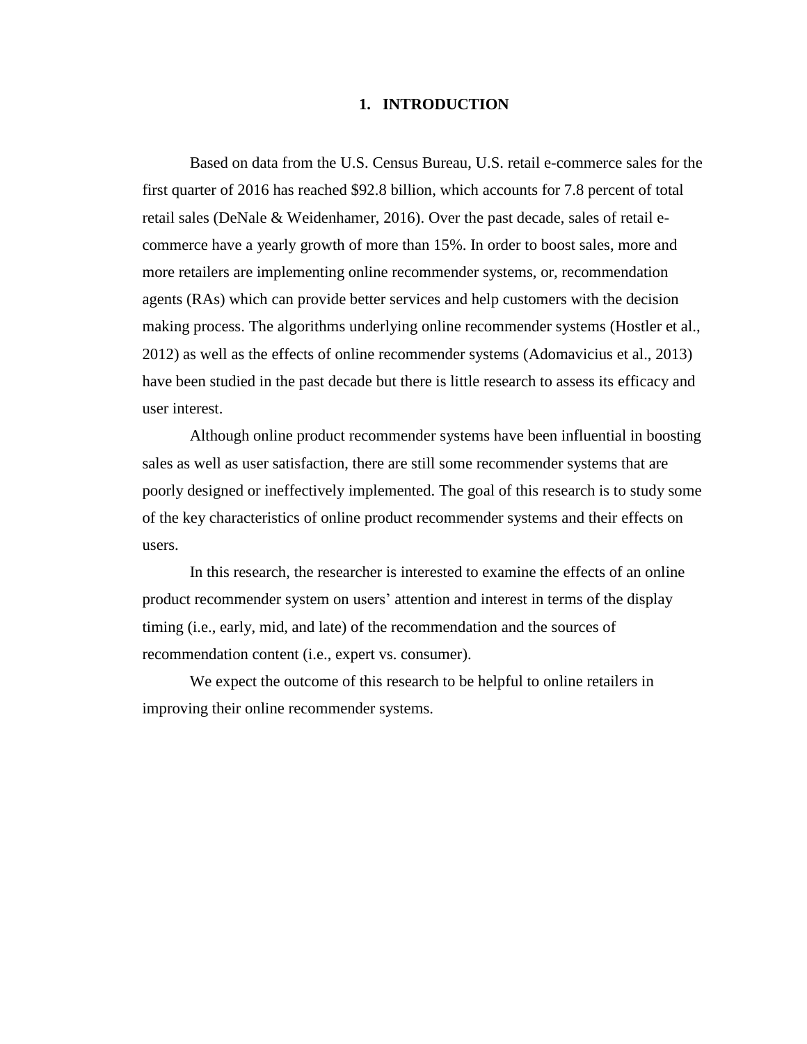# 1. INTRODUCTION

Based on data from the U.S. Census Bureau, U.S. retail e-commerce sales for the first quarter of 2016 has reached $92.8 billion, which accounts for 7.8 percent of total retail sales (DeNale & Weidenhamer, 2016). Over the past decade, sales of retail e-commerce have a yearly growth of more than 15%. In order to boost sales, more and more retailers are implementing online recommender systems, or, recommendation agents (RAs) which can provide better services and help customers with the decision making process. The algorithms underlying online recommender systems (Hostler et al., 2012) as well as the effects of online recommender systems (Adomavicius et al., 2013) have been studied in the past decade but there is little research to assess its efficacy and user interest.

Although online product recommender systems have been influential in boosting sales as well as user satisfaction, there are still some recommender systems that are poorly designed or ineffectively implemented. The goal of this research is to study some of the key characteristics of online product recommender systems and their effects on users.

In this research, the researcher is interested to examine the effects of an online product recommender system on users' attention and interest in terms of the display timing (i.e., early, mid, and late) of the recommendation and the sources of recommendation content (i.e., expert vs. consumer).

We expect the outcome of this research to be helpful to online retailers in improving their online recommender systems.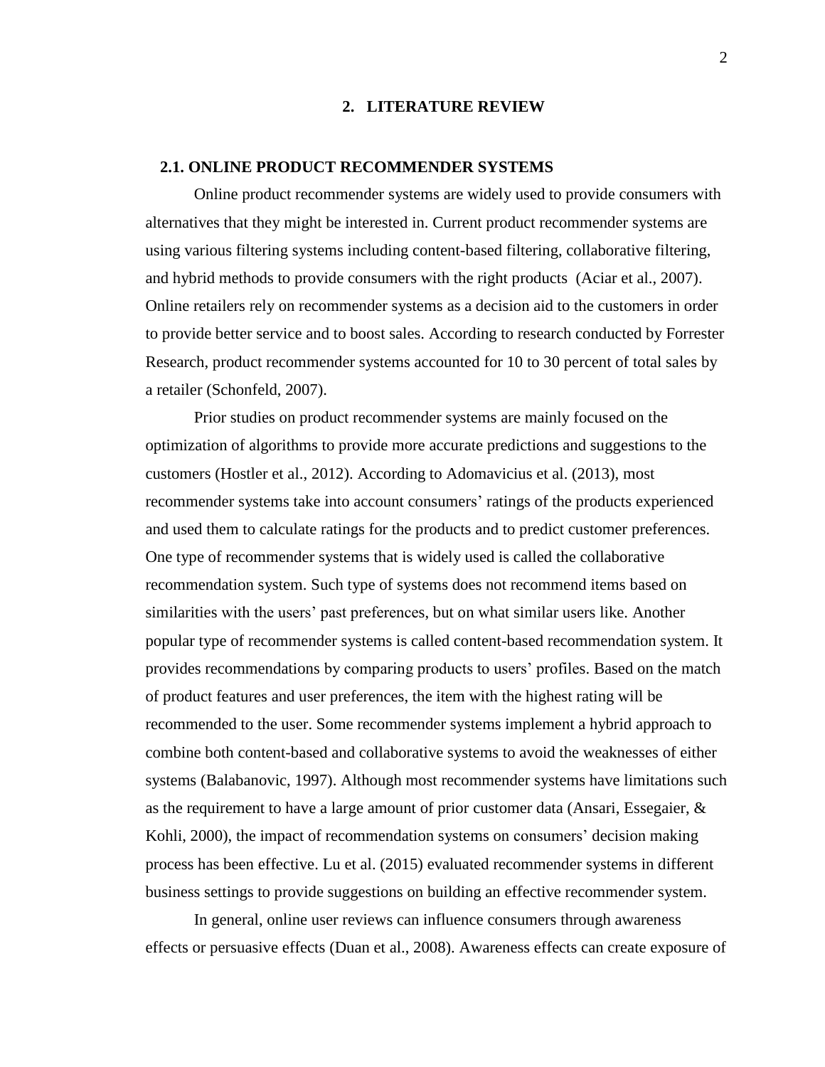# 2. LITERATURE REVIEW

## 2.1. ONLINE PRODUCT RECOMMENDER SYSTEMS

Online product recommender systems are widely used to provide consumers with alternatives that they might be interested in. Current product recommender systems are using various filtering systems including content-based filtering, collaborative filtering, and hybrid methods to provide consumers with the right products (Aciar et al., 2007). Online retailers rely on recommender systems as a decision aid to the customers in order to provide better service and to boost sales. According to research conducted by Forrester Research, product recommender systems accounted for 10 to 30 percent of total sales by a retailer (Schonfeld, 2007).

Prior studies on product recommender systems are mainly focused on the optimization of algorithms to provide more accurate predictions and suggestions to the customers (Hostler et al., 2012). According to Adomavicius et al. (2013), most recommender systems take into account consumers' ratings of the products experienced and used them to calculate ratings for the products and to predict customer preferences. One type of recommender systems that is widely used is called the collaborative recommendation system. Such type of systems does not recommend items based on similarities with the users' past preferences, but on what similar users like. Another popular type of recommender systems is called content-based recommendation system. It provides recommendations by comparing products to users' profiles. Based on the match of product features and user preferences, the item with the highest rating will be recommended to the user. Some recommender systems implement a hybrid approach to combine both content-based and collaborative systems to avoid the weaknesses of either systems (Balabanovic, 1997). Although most recommender systems have limitations such as the requirement to have a large amount of prior customer data (Ansari, Essegaier, & Kohli, 2000), the impact of recommendation systems on consumers' decision making process has been effective. Lu et al. (2015) evaluated recommender systems in different business settings to provide suggestions on building an effective recommender system.

In general, online user reviews can influence consumers through awareness effects or persuasive effects (Duan et al., 2008). Awareness effects can create exposure of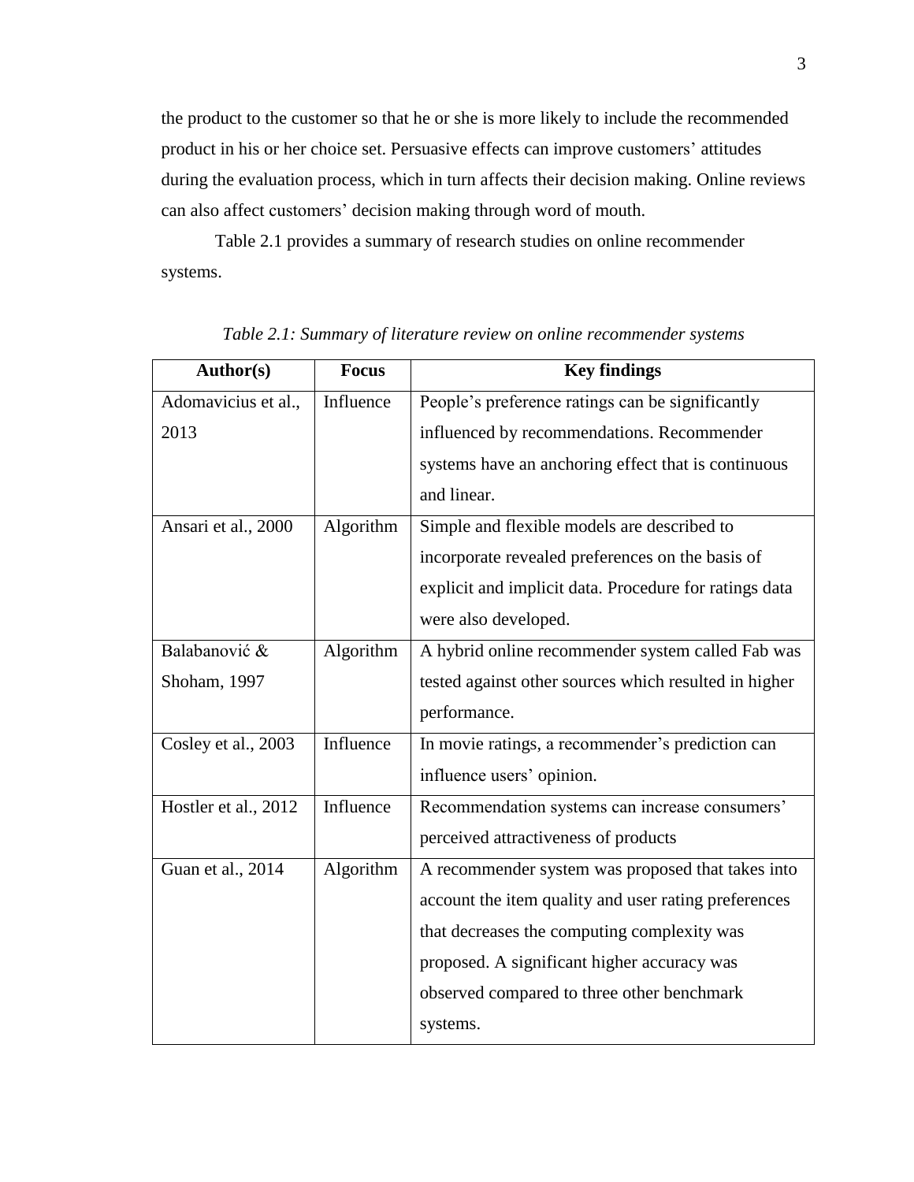the product to the customer so that he or she is more likely to include the recommended product in his or her choice set. Persuasive effects can improve customers' attitudes during the evaluation process, which in turn affects their decision making. Online reviews can also affect customers' decision making through word of mouth.

Table 2.1 provides a summary of research studies on online recommender systems.

*Table 2.1: Summary of literature review on online recommender systems*

| Author(s) | Focus | Key findings |
|---|---|---|
| Adomavicius et al., 2013 | Influence | People's preference ratings can be significantly influenced by recommendations. Recommender systems have an anchoring effect that is continuous and linear. |
| Ansari et al., 2000 | Algorithm | Simple and flexible models are described to incorporate revealed preferences on the basis of explicit and implicit data. Procedure for ratings data were also developed. |
| Balabanović & Shoham, 1997 | Algorithm | A hybrid online recommender system called Fab was tested against other sources which resulted in higher performance. |
| Cosley et al., 2003 | Influence | In movie ratings, a recommender's prediction can influence users' opinion. |
| Hostler et al., 2012 | Influence | Recommendation systems can increase consumers' perceived attractiveness of products |
| Guan et al., 2014 | Algorithm | A recommender system was proposed that takes into account the item quality and user rating preferences that decreases the computing complexity was proposed. A significant higher accuracy was observed compared to three other benchmark systems. |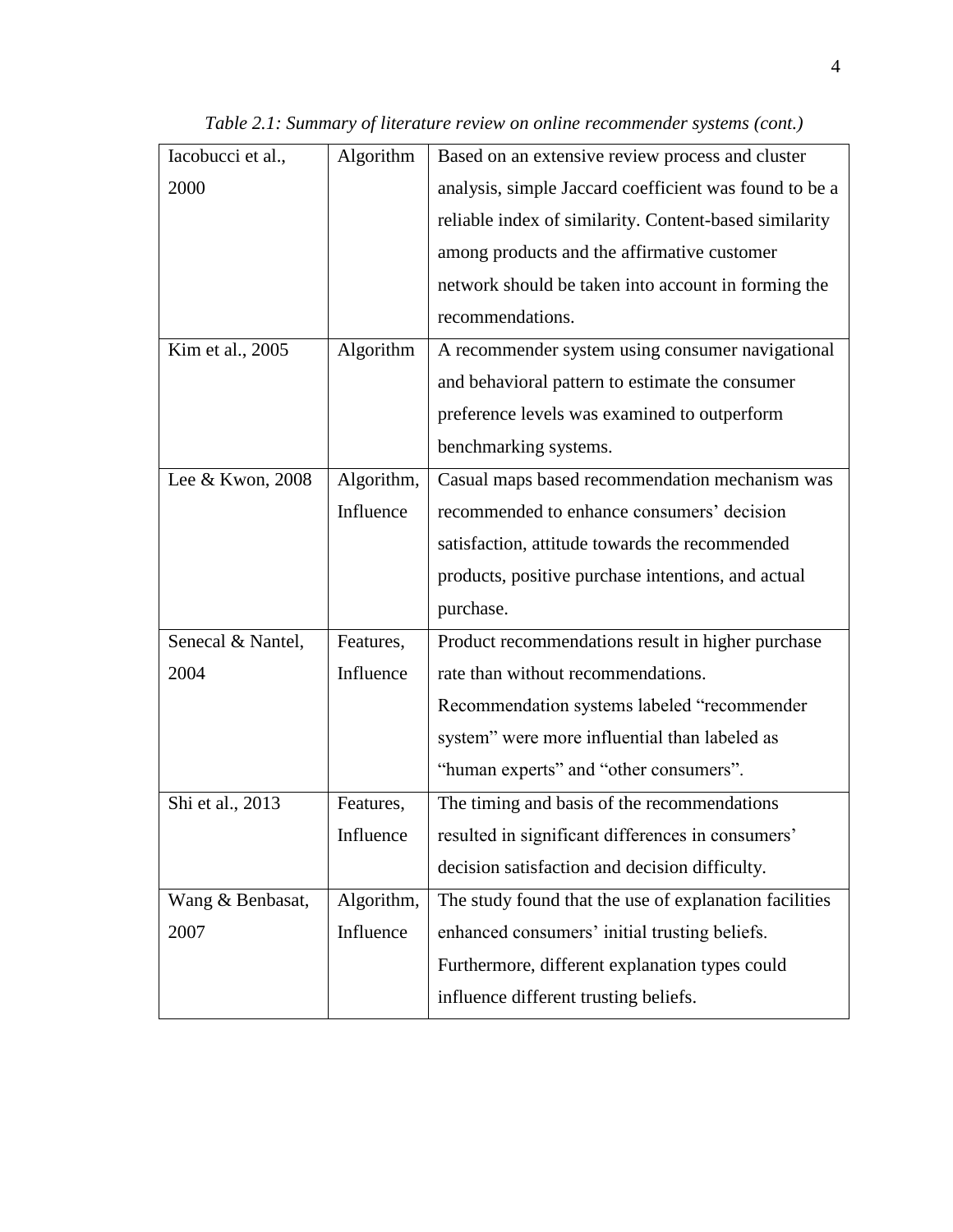*Table 2.1: Summary of literature review on online recommender systems (cont.)*

| | | |
|---|---|---|
| Iacobucci et al., 2000 | Algorithm | Based on an extensive review process and cluster analysis, simple Jaccard coefficient was found to be a reliable index of similarity. Content-based similarity among products and the affirmative customer network should be taken into account in forming the recommendations. |
| Kim et al., 2005 | Algorithm | A recommender system using consumer navigational and behavioral pattern to estimate the consumer preference levels was examined to outperform benchmarking systems. |
| Lee & Kwon, 2008 | Algorithm, Influence | Casual maps based recommendation mechanism was recommended to enhance consumers' decision satisfaction, attitude towards the recommended products, positive purchase intentions, and actual purchase. |
| Senecal & Nantel, 2004 | Features, Influence | Product recommendations result in higher purchase rate than without recommendations. Recommendation systems labeled "recommender system" were more influential than labeled as "human experts" and "other consumers". |
| Shi et al., 2013 | Features, Influence | The timing and basis of the recommendations resulted in significant differences in consumers' decision satisfaction and decision difficulty. |
| Wang & Benbasat, 2007 | Algorithm, Influence | The study found that the use of explanation facilities enhanced consumers' initial trusting beliefs. Furthermore, different explanation types could influence different trusting beliefs. |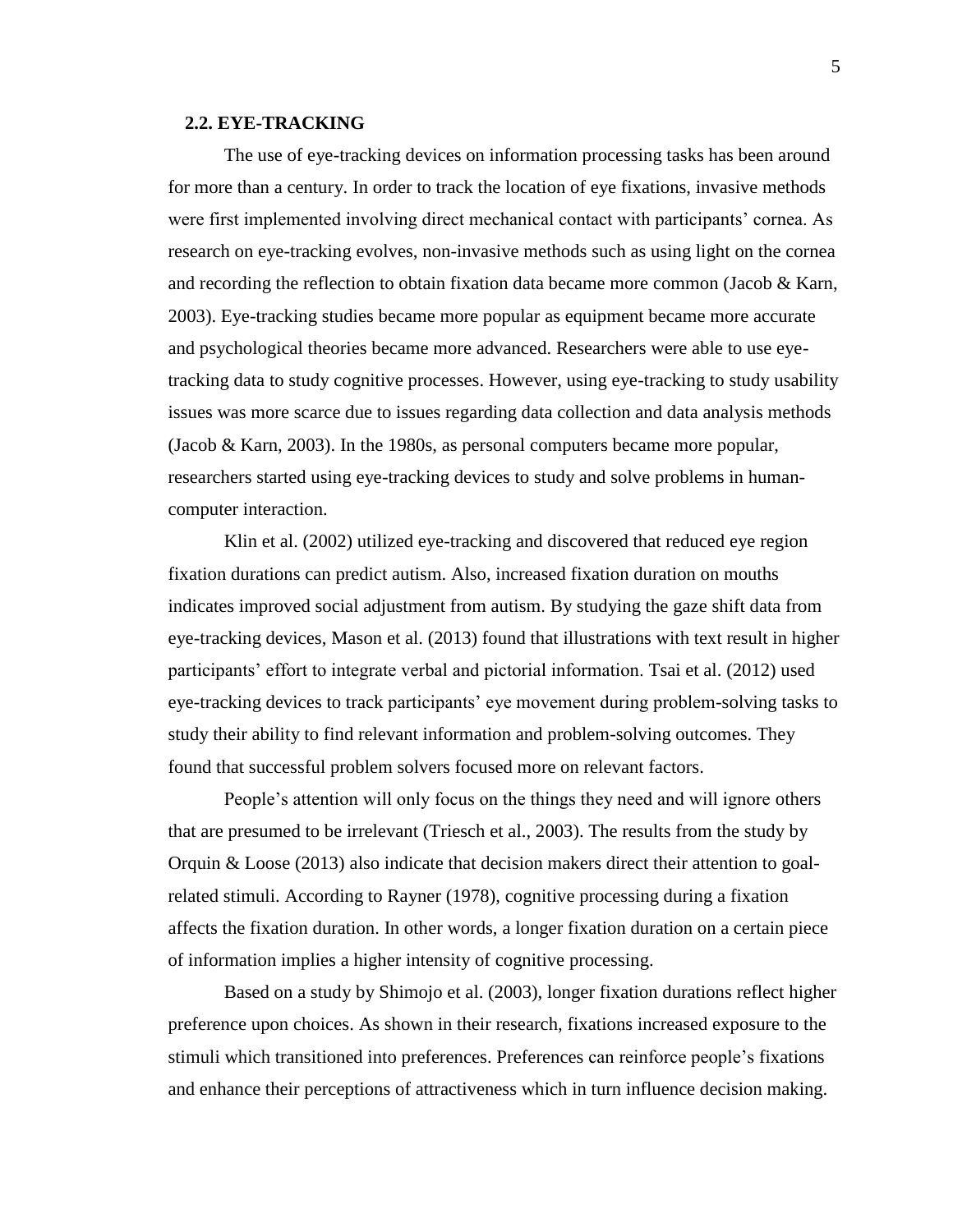## 2.2. EYE-TRACKING

The use of eye-tracking devices on information processing tasks has been around for more than a century. In order to track the location of eye fixations, invasive methods were first implemented involving direct mechanical contact with participants' cornea. As research on eye-tracking evolves, non-invasive methods such as using light on the cornea and recording the reflection to obtain fixation data became more common (Jacob & Karn, 2003). Eye-tracking studies became more popular as equipment became more accurate and psychological theories became more advanced. Researchers were able to use eye-tracking data to study cognitive processes. However, using eye-tracking to study usability issues was more scarce due to issues regarding data collection and data analysis methods (Jacob & Karn, 2003). In the 1980s, as personal computers became more popular, researchers started using eye-tracking devices to study and solve problems in human-computer interaction.

Klin et al. (2002) utilized eye-tracking and discovered that reduced eye region fixation durations can predict autism. Also, increased fixation duration on mouths indicates improved social adjustment from autism. By studying the gaze shift data from eye-tracking devices, Mason et al. (2013) found that illustrations with text result in higher participants' effort to integrate verbal and pictorial information. Tsai et al. (2012) used eye-tracking devices to track participants' eye movement during problem-solving tasks to study their ability to find relevant information and problem-solving outcomes. They found that successful problem solvers focused more on relevant factors.

People's attention will only focus on the things they need and will ignore others that are presumed to be irrelevant (Triesch et al., 2003). The results from the study by Orquin & Loose (2013) also indicate that decision makers direct their attention to goal-related stimuli. According to Rayner (1978), cognitive processing during a fixation affects the fixation duration. In other words, a longer fixation duration on a certain piece of information implies a higher intensity of cognitive processing.

Based on a study by Shimojo et al. (2003), longer fixation durations reflect higher preference upon choices. As shown in their research, fixations increased exposure to the stimuli which transitioned into preferences. Preferences can reinforce people's fixations and enhance their perceptions of attractiveness which in turn influence decision making.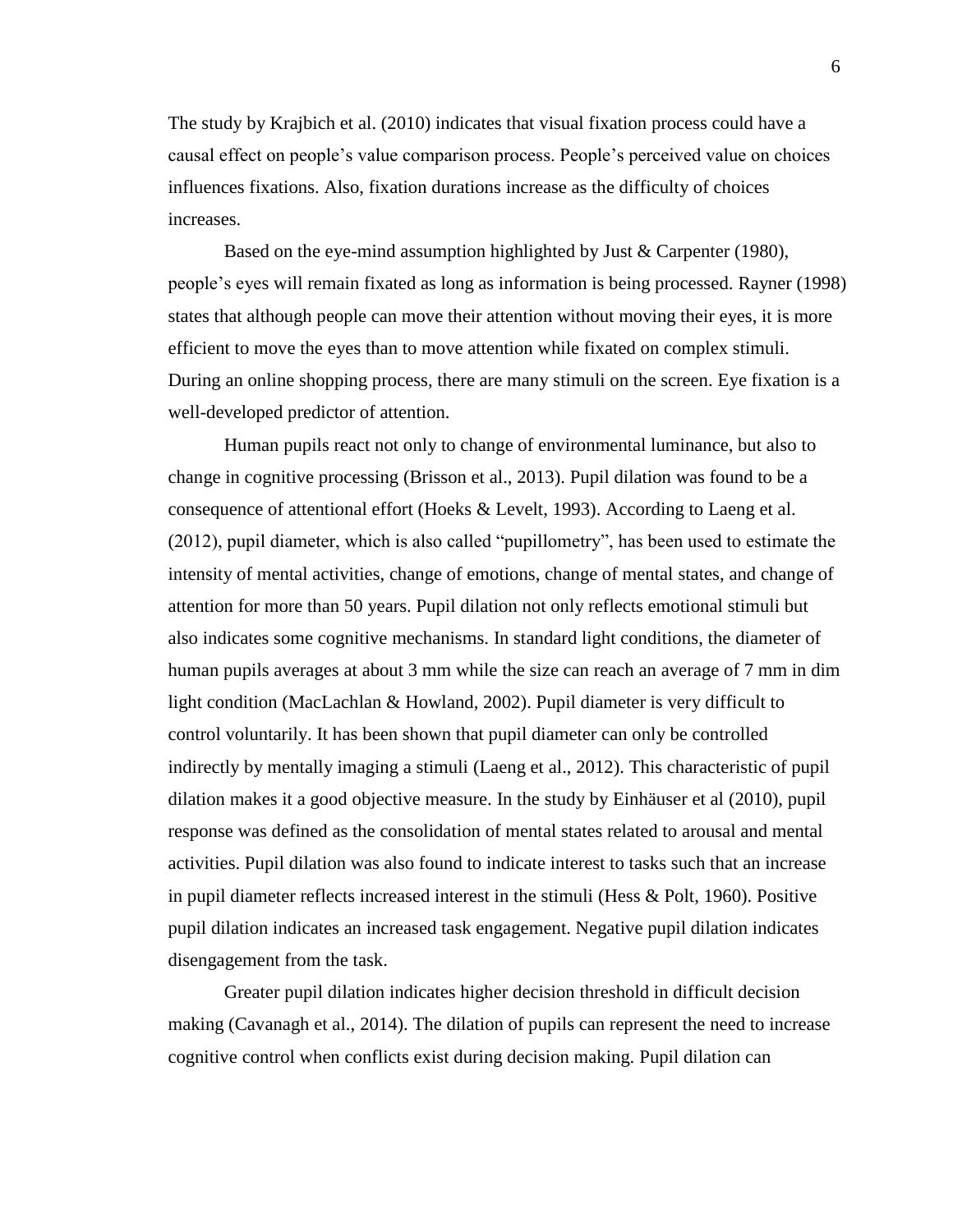The study by Krajbich et al. (2010) indicates that visual fixation process could have a causal effect on people's value comparison process. People's perceived value on choices influences fixations. Also, fixation durations increase as the difficulty of choices increases.

Based on the eye-mind assumption highlighted by Just & Carpenter (1980), people's eyes will remain fixated as long as information is being processed. Rayner (1998) states that although people can move their attention without moving their eyes, it is more efficient to move the eyes than to move attention while fixated on complex stimuli. During an online shopping process, there are many stimuli on the screen. Eye fixation is a well-developed predictor of attention.

Human pupils react not only to change of environmental luminance, but also to change in cognitive processing (Brisson et al., 2013). Pupil dilation was found to be a consequence of attentional effort (Hoeks & Levelt, 1993). According to Laeng et al. (2012), pupil diameter, which is also called "pupillometry", has been used to estimate the intensity of mental activities, change of emotions, change of mental states, and change of attention for more than 50 years. Pupil dilation not only reflects emotional stimuli but also indicates some cognitive mechanisms. In standard light conditions, the diameter of human pupils averages at about 3 mm while the size can reach an average of 7 mm in dim light condition (MacLachlan & Howland, 2002). Pupil diameter is very difficult to control voluntarily. It has been shown that pupil diameter can only be controlled indirectly by mentally imaging a stimuli (Laeng et al., 2012). This characteristic of pupil dilation makes it a good objective measure. In the study by Einhäuser et al (2010), pupil response was defined as the consolidation of mental states related to arousal and mental activities. Pupil dilation was also found to indicate interest to tasks such that an increase in pupil diameter reflects increased interest in the stimuli (Hess & Polt, 1960). Positive pupil dilation indicates an increased task engagement. Negative pupil dilation indicates disengagement from the task.

Greater pupil dilation indicates higher decision threshold in difficult decision making (Cavanagh et al., 2014). The dilation of pupils can represent the need to increase cognitive control when conflicts exist during decision making. Pupil dilation can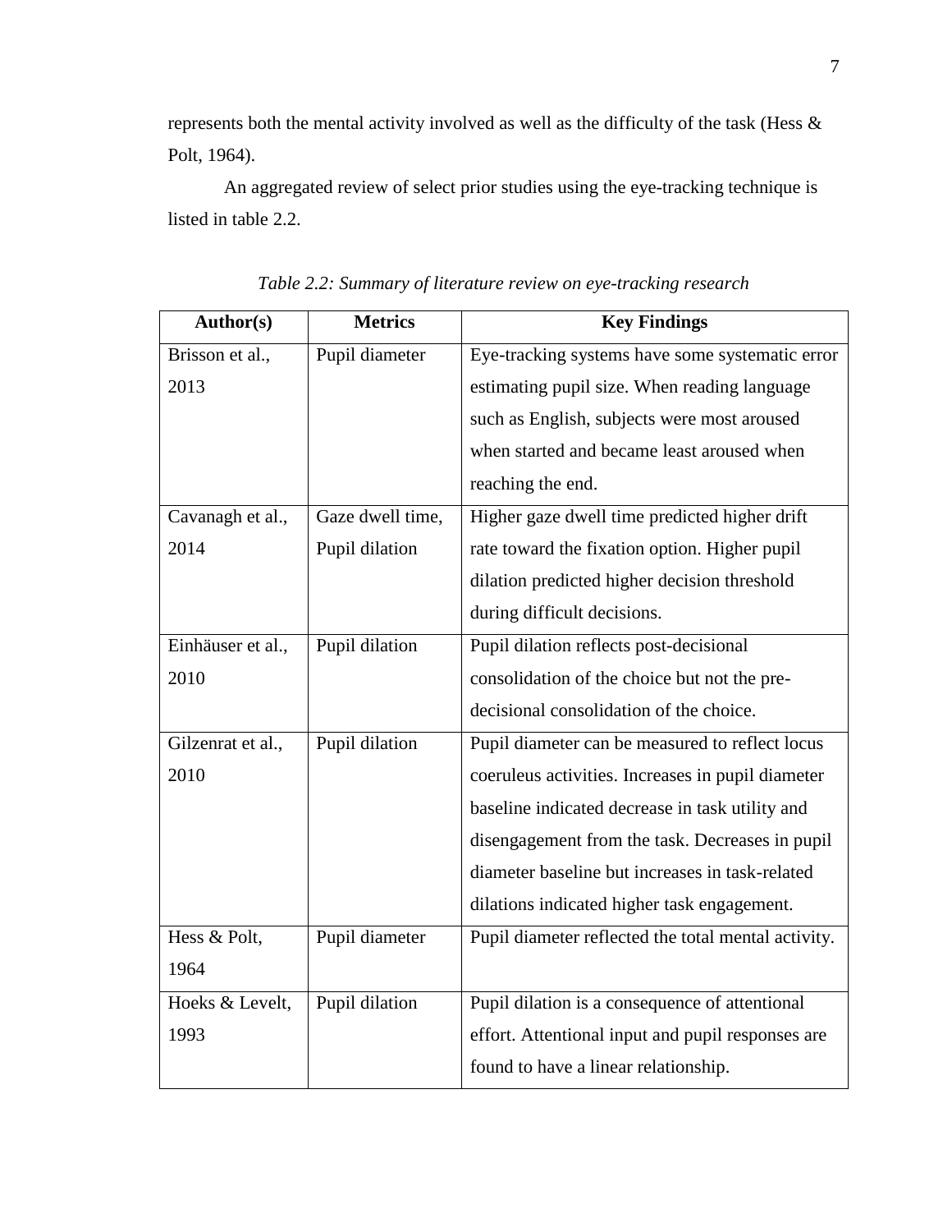represents both the mental activity involved as well as the difficulty of the task (Hess & Polt, 1964).

An aggregated review of select prior studies using the eye-tracking technique is listed in table 2.2.

*Table 2.2: Summary of literature review on eye-tracking research*

| Author(s) | Metrics | Key Findings |
|---|---|---|
| Brisson et al., 2013 | Pupil diameter | Eye-tracking systems have some systematic error estimating pupil size. When reading language such as English, subjects were most aroused when started and became least aroused when reaching the end. |
| Cavanagh et al., 2014 | Gaze dwell time, Pupil dilation | Higher gaze dwell time predicted higher drift rate toward the fixation option. Higher pupil dilation predicted higher decision threshold during difficult decisions. |
| Einhäuser et al., 2010 | Pupil dilation | Pupil dilation reflects post-decisional consolidation of the choice but not the pre-decisional consolidation of the choice. |
| Gilzenrat et al., 2010 | Pupil dilation | Pupil diameter can be measured to reflect locus coeruleus activities. Increases in pupil diameter baseline indicated decrease in task utility and disengagement from the task. Decreases in pupil diameter baseline but increases in task-related dilations indicated higher task engagement. |
| Hess & Polt, 1964 | Pupil diameter | Pupil diameter reflected the total mental activity. |
| Hoeks & Levelt, 1993 | Pupil dilation | Pupil dilation is a consequence of attentional effort. Attentional input and pupil responses are found to have a linear relationship. |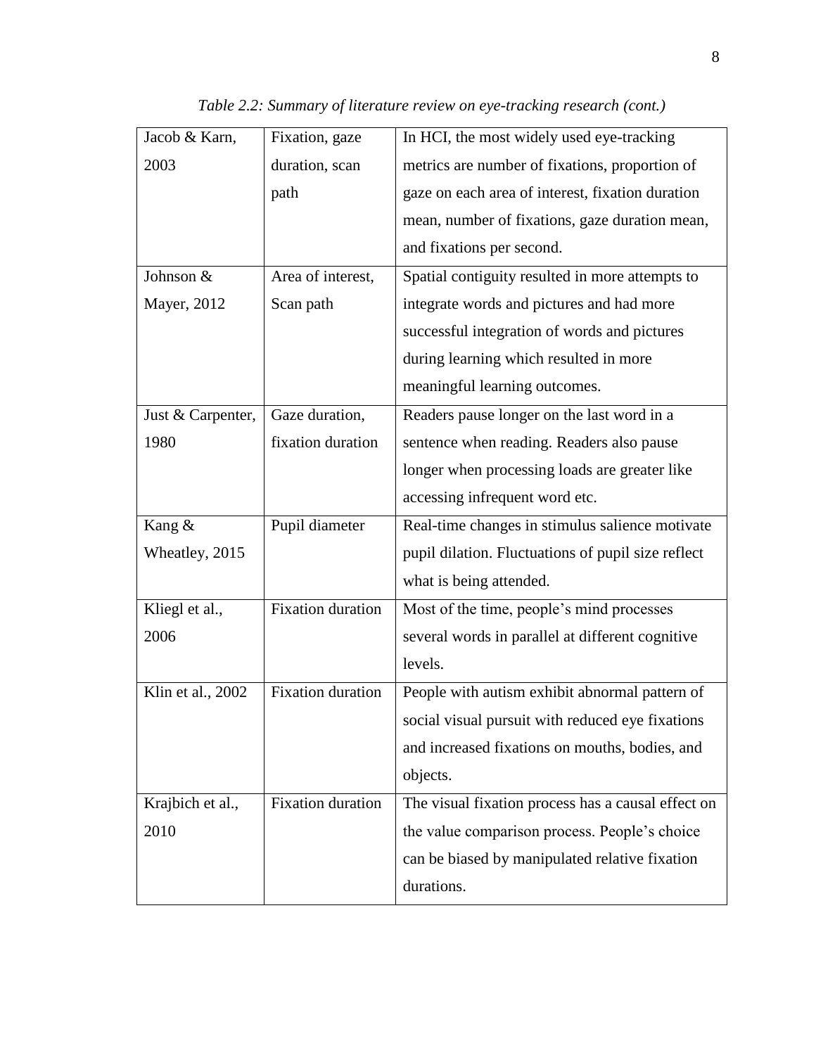*Table 2.2: Summary of literature review on eye-tracking research (cont.)*

| | | |
|---|---|---|
| Jacob & Karn, 2003 | Fixation, gaze duration, scan path | In HCI, the most widely used eye-tracking metrics are number of fixations, proportion of gaze on each area of interest, fixation duration mean, number of fixations, gaze duration mean, and fixations per second. |
| Johnson & Mayer, 2012 | Area of interest, Scan path | Spatial contiguity resulted in more attempts to integrate words and pictures and had more successful integration of words and pictures during learning which resulted in more meaningful learning outcomes. |
| Just & Carpenter, 1980 | Gaze duration, fixation duration | Readers pause longer on the last word in a sentence when reading. Readers also pause longer when processing loads are greater like accessing infrequent word etc. |
| Kang & Wheatley, 2015 | Pupil diameter | Real-time changes in stimulus salience motivate pupil dilation. Fluctuations of pupil size reflect what is being attended. |
| Kliegl et al., 2006 | Fixation duration | Most of the time, people's mind processes several words in parallel at different cognitive levels. |
| Klin et al., 2002 | Fixation duration | People with autism exhibit abnormal pattern of social visual pursuit with reduced eye fixations and increased fixations on mouths, bodies, and objects. |
| Krajbich et al., 2010 | Fixation duration | The visual fixation process has a causal effect on the value comparison process. People's choice can be biased by manipulated relative fixation durations. |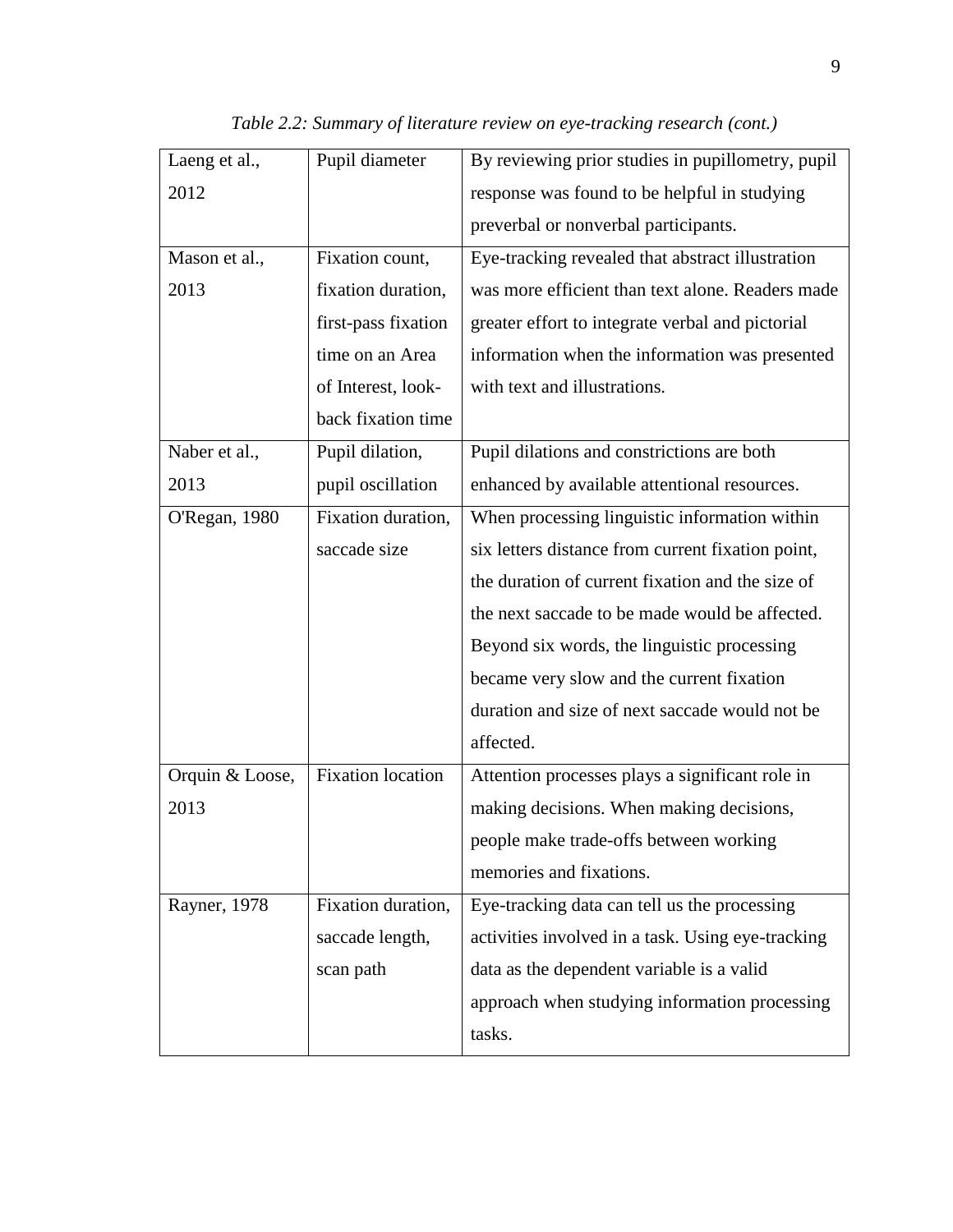*Table 2.2: Summary of literature review on eye-tracking research (cont.)*

| | | |
|---|---|---|
| Laeng et al., 2012 | Pupil diameter | By reviewing prior studies in pupillometry, pupil response was found to be helpful in studying preverbal or nonverbal participants. |
| Mason et al., 2013 | Fixation count, fixation duration, first-pass fixation time on an Area of Interest, look-back fixation time | Eye-tracking revealed that abstract illustration was more efficient than text alone. Readers made greater effort to integrate verbal and pictorial information when the information was presented with text and illustrations. |
| Naber et al., 2013 | Pupil dilation, pupil oscillation | Pupil dilations and constrictions are both enhanced by available attentional resources. |
| O'Regan, 1980 | Fixation duration, saccade size | When processing linguistic information within six letters distance from current fixation point, the duration of current fixation and the size of the next saccade to be made would be affected. Beyond six words, the linguistic processing became very slow and the current fixation duration and size of next saccade would not be affected. |
| Orquin & Loose, 2013 | Fixation location | Attention processes plays a significant role in making decisions. When making decisions, people make trade-offs between working memories and fixations. |
| Rayner, 1978 | Fixation duration, saccade length, scan path | Eye-tracking data can tell us the processing activities involved in a task. Using eye-tracking data as the dependent variable is a valid approach when studying information processing tasks. |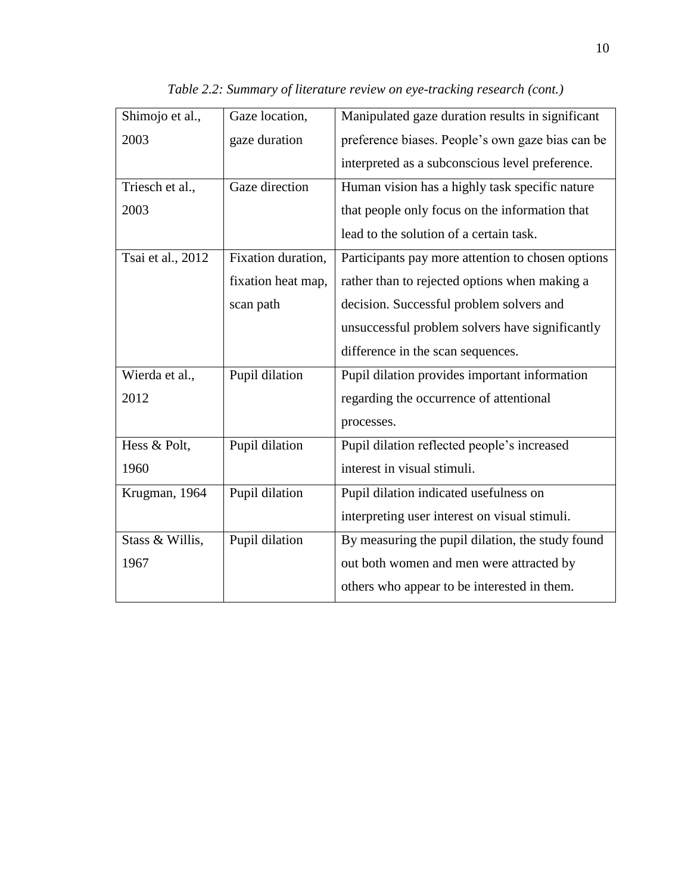*Table 2.2: Summary of literature review on eye-tracking research (cont.)*

| | | |
|---|---|---|
| Shimojo et al., 2003 | Gaze location, gaze duration | Manipulated gaze duration results in significant preference biases. People's own gaze bias can be interpreted as a subconscious level preference. |
| Triesch et al., 2003 | Gaze direction | Human vision has a highly task specific nature that people only focus on the information that lead to the solution of a certain task. |
| Tsai et al., 2012 | Fixation duration, fixation heat map, scan path | Participants pay more attention to chosen options rather than to rejected options when making a decision. Successful problem solvers and unsuccessful problem solvers have significantly difference in the scan sequences. |
| Wierda et al., 2012 | Pupil dilation | Pupil dilation provides important information regarding the occurrence of attentional processes. |
| Hess & Polt, 1960 | Pupil dilation | Pupil dilation reflected people's increased interest in visual stimuli. |
| Krugman, 1964 | Pupil dilation | Pupil dilation indicated usefulness on interpreting user interest on visual stimuli. |
| Stass & Willis, 1967 | Pupil dilation | By measuring the pupil dilation, the study found out both women and men were attracted by others who appear to be interested in them. |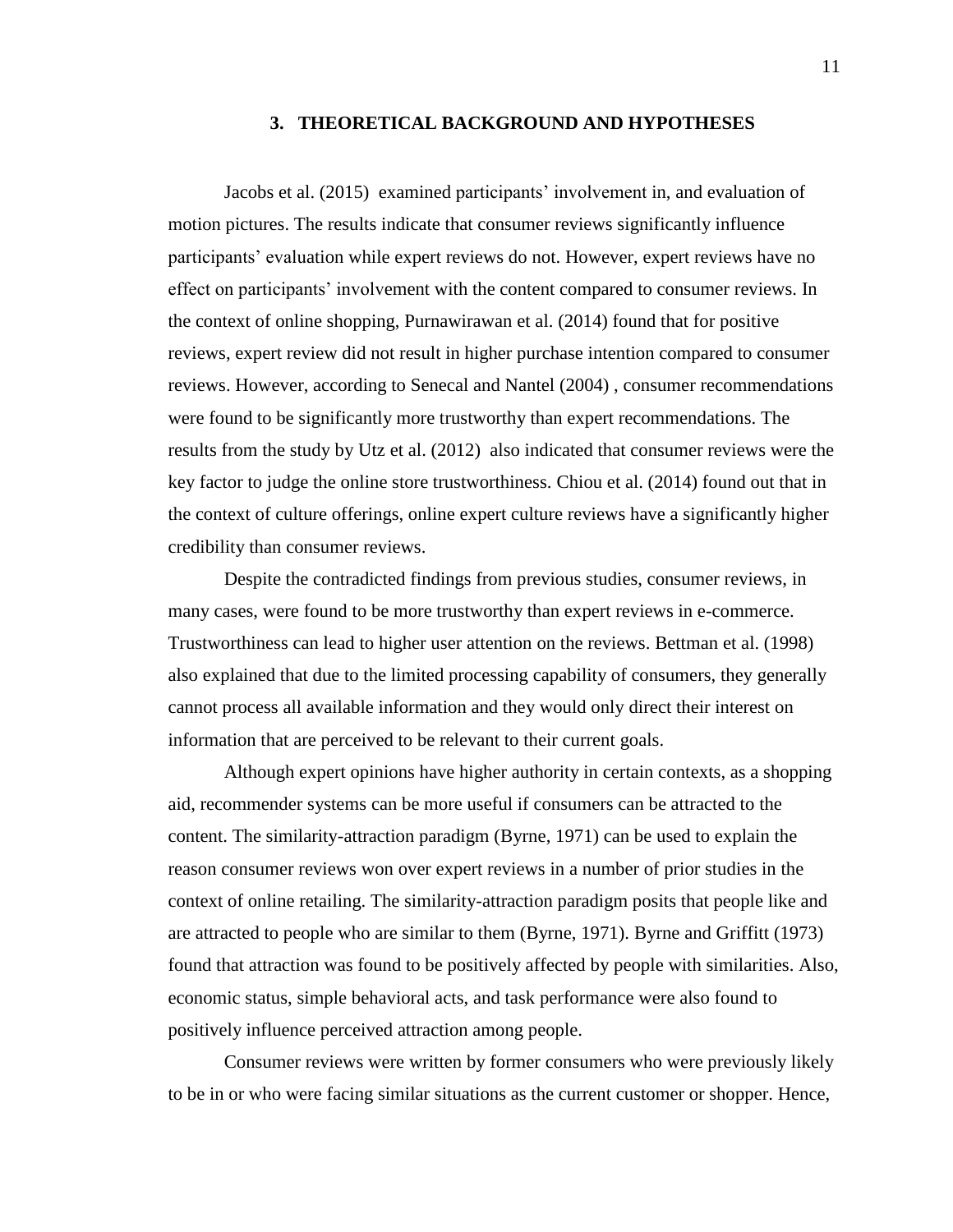## 3. THEORETICAL BACKGROUND AND HYPOTHESES

Jacobs et al. (2015) examined participants' involvement in, and evaluation of motion pictures. The results indicate that consumer reviews significantly influence participants' evaluation while expert reviews do not. However, expert reviews have no effect on participants' involvement with the content compared to consumer reviews. In the context of online shopping, Purnawirawan et al. (2014) found that for positive reviews, expert review did not result in higher purchase intention compared to consumer reviews. However, according to Senecal and Nantel (2004) , consumer recommendations were found to be significantly more trustworthy than expert recommendations. The results from the study by Utz et al. (2012) also indicated that consumer reviews were the key factor to judge the online store trustworthiness. Chiou et al. (2014) found out that in the context of culture offerings, online expert culture reviews have a significantly higher credibility than consumer reviews.

Despite the contradicted findings from previous studies, consumer reviews, in many cases, were found to be more trustworthy than expert reviews in e-commerce. Trustworthiness can lead to higher user attention on the reviews. Bettman et al. (1998) also explained that due to the limited processing capability of consumers, they generally cannot process all available information and they would only direct their interest on information that are perceived to be relevant to their current goals.

Although expert opinions have higher authority in certain contexts, as a shopping aid, recommender systems can be more useful if consumers can be attracted to the content. The similarity-attraction paradigm (Byrne, 1971) can be used to explain the reason consumer reviews won over expert reviews in a number of prior studies in the context of online retailing. The similarity-attraction paradigm posits that people like and are attracted to people who are similar to them (Byrne, 1971). Byrne and Griffitt (1973) found that attraction was found to be positively affected by people with similarities. Also, economic status, simple behavioral acts, and task performance were also found to positively influence perceived attraction among people.

Consumer reviews were written by former consumers who were previously likely to be in or who were facing similar situations as the current customer or shopper. Hence,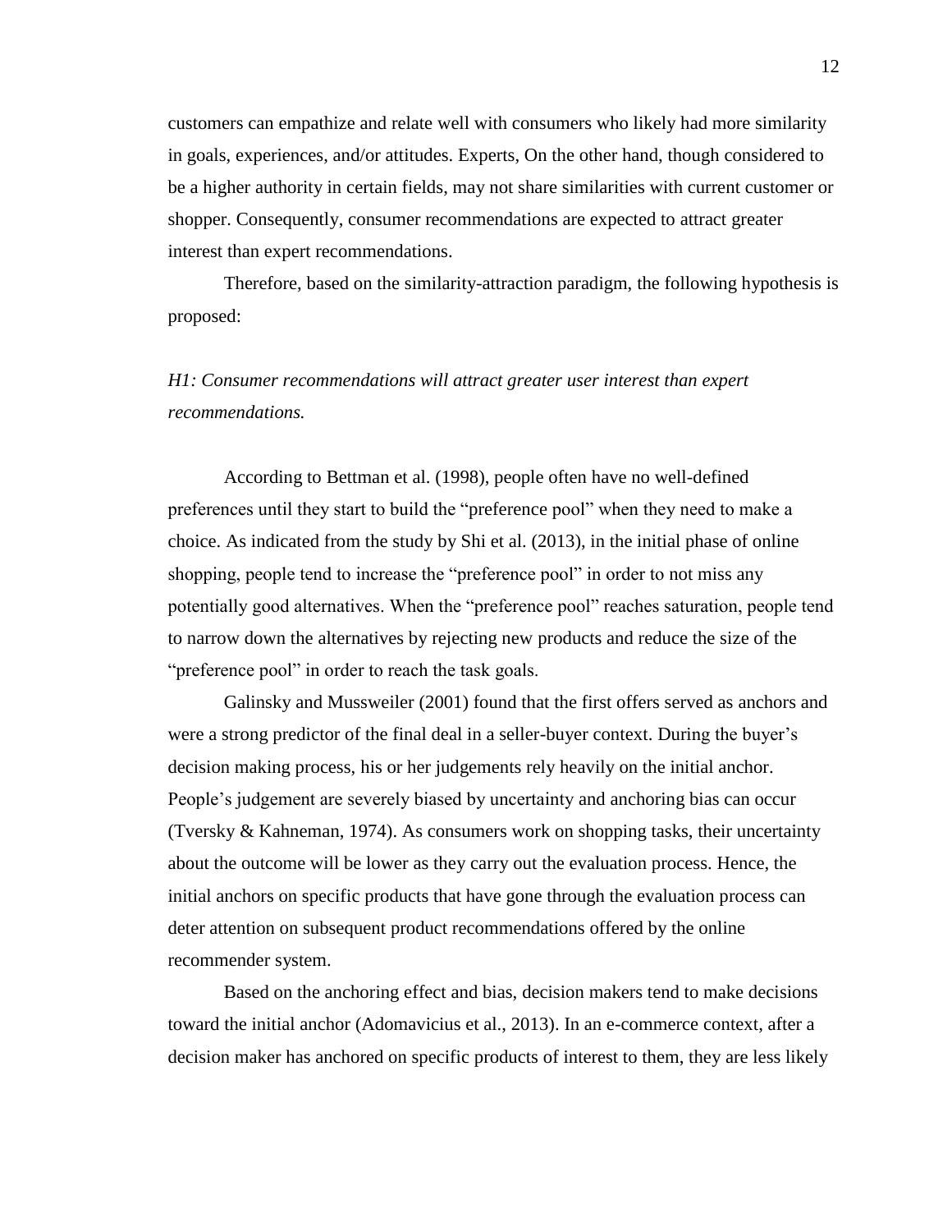customers can empathize and relate well with consumers who likely had more similarity in goals, experiences, and/or attitudes. Experts, On the other hand, though considered to be a higher authority in certain fields, may not share similarities with current customer or shopper. Consequently, consumer recommendations are expected to attract greater interest than expert recommendations.

Therefore, based on the similarity-attraction paradigm, the following hypothesis is proposed:

*H1: Consumer recommendations will attract greater user interest than expert recommendations.*

According to Bettman et al. (1998), people often have no well-defined preferences until they start to build the "preference pool" when they need to make a choice. As indicated from the study by Shi et al. (2013), in the initial phase of online shopping, people tend to increase the "preference pool" in order to not miss any potentially good alternatives. When the "preference pool" reaches saturation, people tend to narrow down the alternatives by rejecting new products and reduce the size of the "preference pool" in order to reach the task goals.

Galinsky and Mussweiler (2001) found that the first offers served as anchors and were a strong predictor of the final deal in a seller-buyer context. During the buyer's decision making process, his or her judgements rely heavily on the initial anchor. People's judgement are severely biased by uncertainty and anchoring bias can occur (Tversky & Kahneman, 1974). As consumers work on shopping tasks, their uncertainty about the outcome will be lower as they carry out the evaluation process. Hence, the initial anchors on specific products that have gone through the evaluation process can deter attention on subsequent product recommendations offered by the online recommender system.

Based on the anchoring effect and bias, decision makers tend to make decisions toward the initial anchor (Adomavicius et al., 2013). In an e-commerce context, after a decision maker has anchored on specific products of interest to them, they are less likely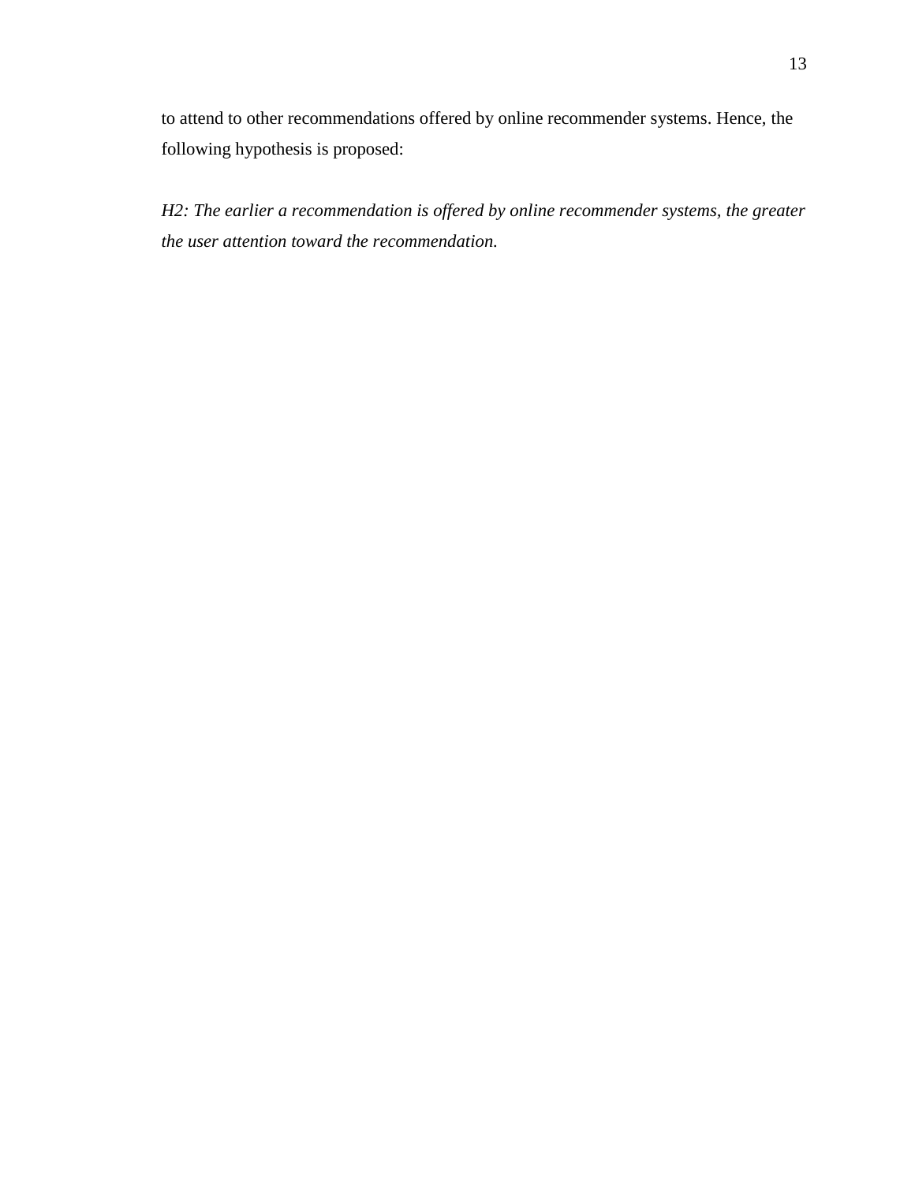to attend to other recommendations offered by online recommender systems. Hence, the following hypothesis is proposed:

*H2: The earlier a recommendation is offered by online recommender systems, the greater the user attention toward the recommendation.*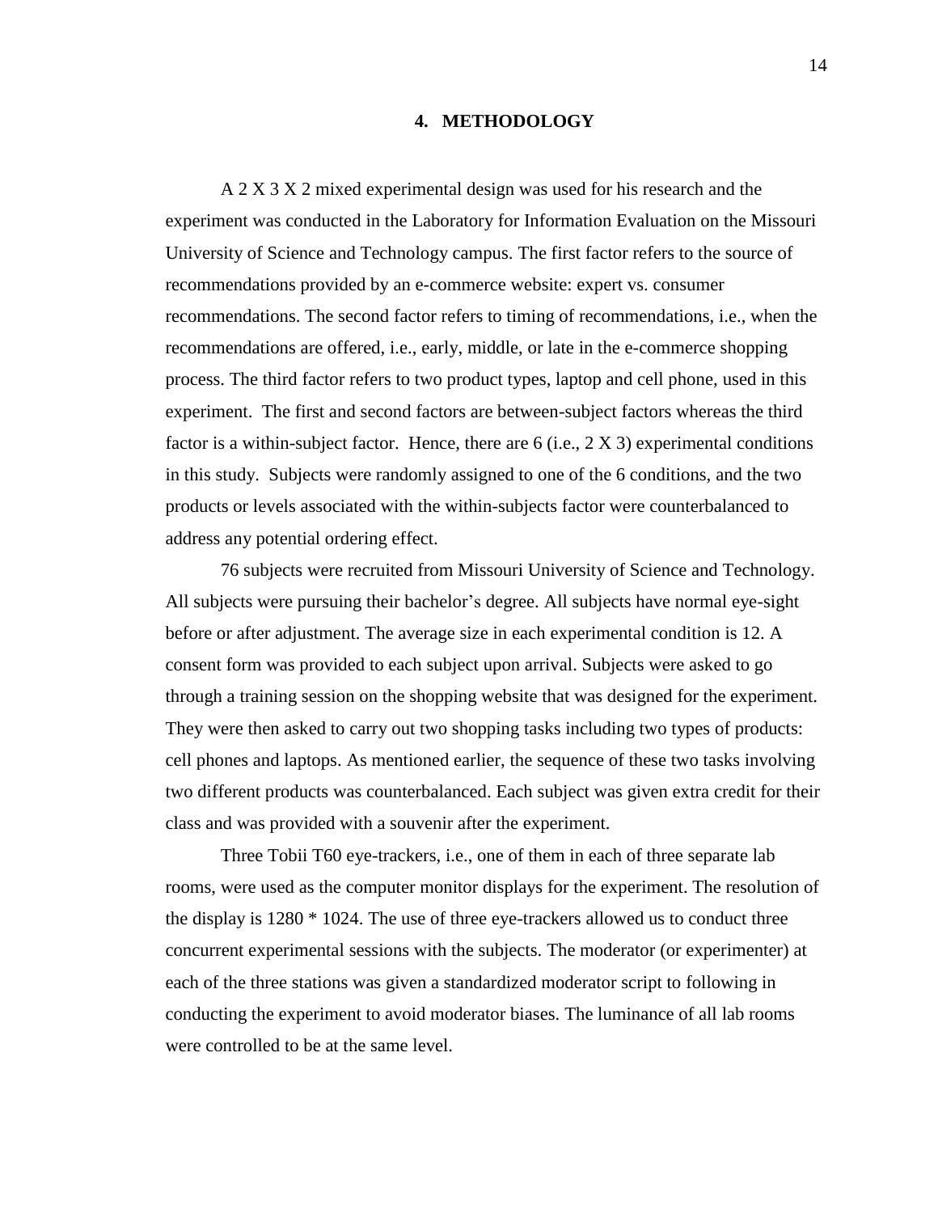# 4. METHODOLOGY

A 2 X 3 X 2 mixed experimental design was used for his research and the experiment was conducted in the Laboratory for Information Evaluation on the Missouri University of Science and Technology campus. The first factor refers to the source of recommendations provided by an e-commerce website: expert vs. consumer recommendations. The second factor refers to timing of recommendations, i.e., when the recommendations are offered, i.e., early, middle, or late in the e-commerce shopping process. The third factor refers to two product types, laptop and cell phone, used in this experiment. The first and second factors are between-subject factors whereas the third factor is a within-subject factor. Hence, there are 6 (i.e., 2 X 3) experimental conditions in this study. Subjects were randomly assigned to one of the 6 conditions, and the two products or levels associated with the within-subjects factor were counterbalanced to address any potential ordering effect.

76 subjects were recruited from Missouri University of Science and Technology. All subjects were pursuing their bachelor's degree. All subjects have normal eye-sight before or after adjustment. The average size in each experimental condition is 12. A consent form was provided to each subject upon arrival. Subjects were asked to go through a training session on the shopping website that was designed for the experiment. They were then asked to carry out two shopping tasks including two types of products: cell phones and laptops. As mentioned earlier, the sequence of these two tasks involving two different products was counterbalanced. Each subject was given extra credit for their class and was provided with a souvenir after the experiment.

Three Tobii T60 eye-trackers, i.e., one of them in each of three separate lab rooms, were used as the computer monitor displays for the experiment. The resolution of the display is 1280 * 1024. The use of three eye-trackers allowed us to conduct three concurrent experimental sessions with the subjects. The moderator (or experimenter) at each of the three stations was given a standardized moderator script to following in conducting the experiment to avoid moderator biases. The luminance of all lab rooms were controlled to be at the same level.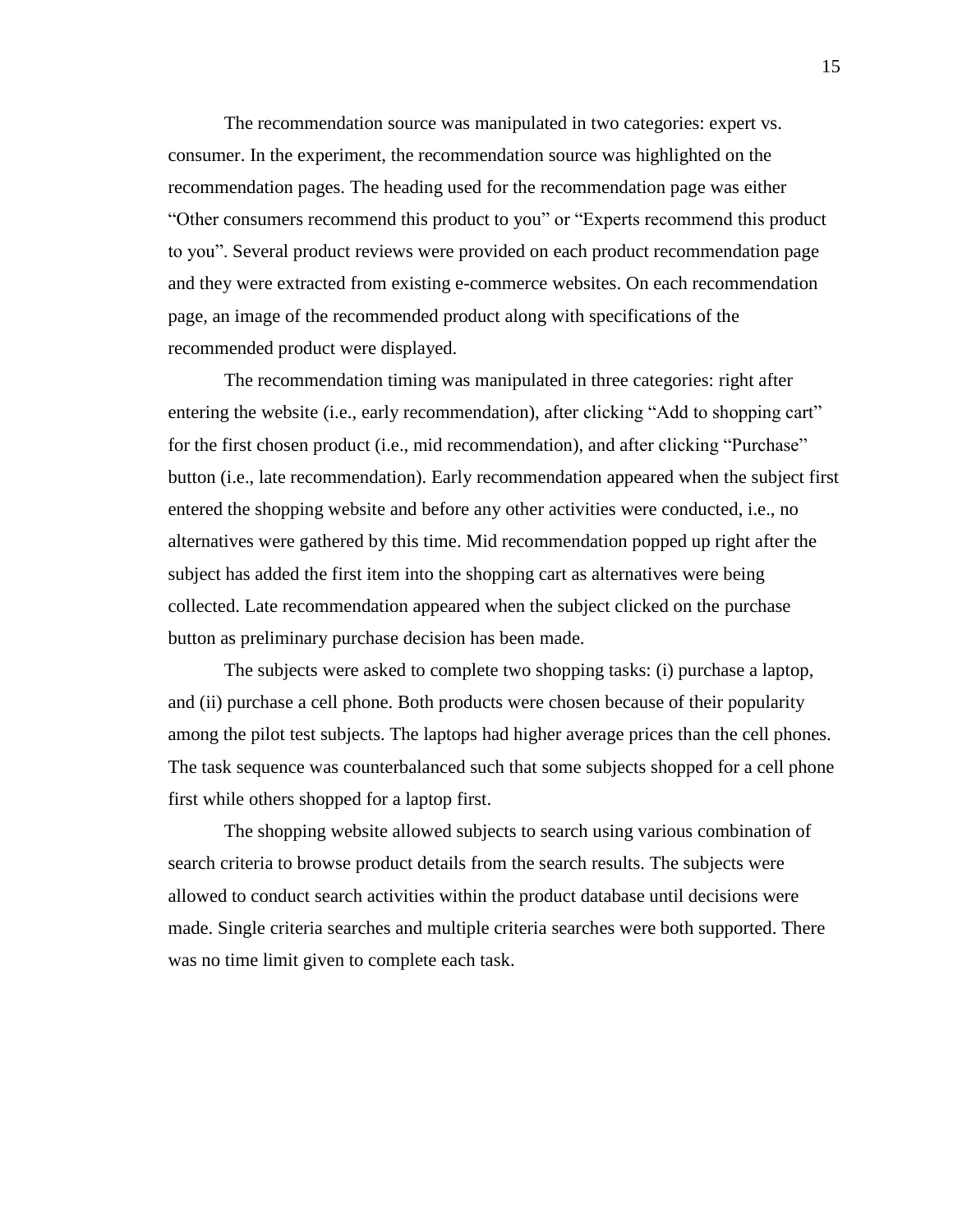The recommendation source was manipulated in two categories: expert vs. consumer. In the experiment, the recommendation source was highlighted on the recommendation pages. The heading used for the recommendation page was either "Other consumers recommend this product to you" or "Experts recommend this product to you". Several product reviews were provided on each product recommendation page and they were extracted from existing e-commerce websites. On each recommendation page, an image of the recommended product along with specifications of the recommended product were displayed.

The recommendation timing was manipulated in three categories: right after entering the website (i.e., early recommendation), after clicking "Add to shopping cart" for the first chosen product (i.e., mid recommendation), and after clicking "Purchase" button (i.e., late recommendation). Early recommendation appeared when the subject first entered the shopping website and before any other activities were conducted, i.e., no alternatives were gathered by this time. Mid recommendation popped up right after the subject has added the first item into the shopping cart as alternatives were being collected. Late recommendation appeared when the subject clicked on the purchase button as preliminary purchase decision has been made.

The subjects were asked to complete two shopping tasks: (i) purchase a laptop, and (ii) purchase a cell phone. Both products were chosen because of their popularity among the pilot test subjects. The laptops had higher average prices than the cell phones. The task sequence was counterbalanced such that some subjects shopped for a cell phone first while others shopped for a laptop first.

The shopping website allowed subjects to search using various combination of search criteria to browse product details from the search results. The subjects were allowed to conduct search activities within the product database until decisions were made. Single criteria searches and multiple criteria searches were both supported. There was no time limit given to complete each task.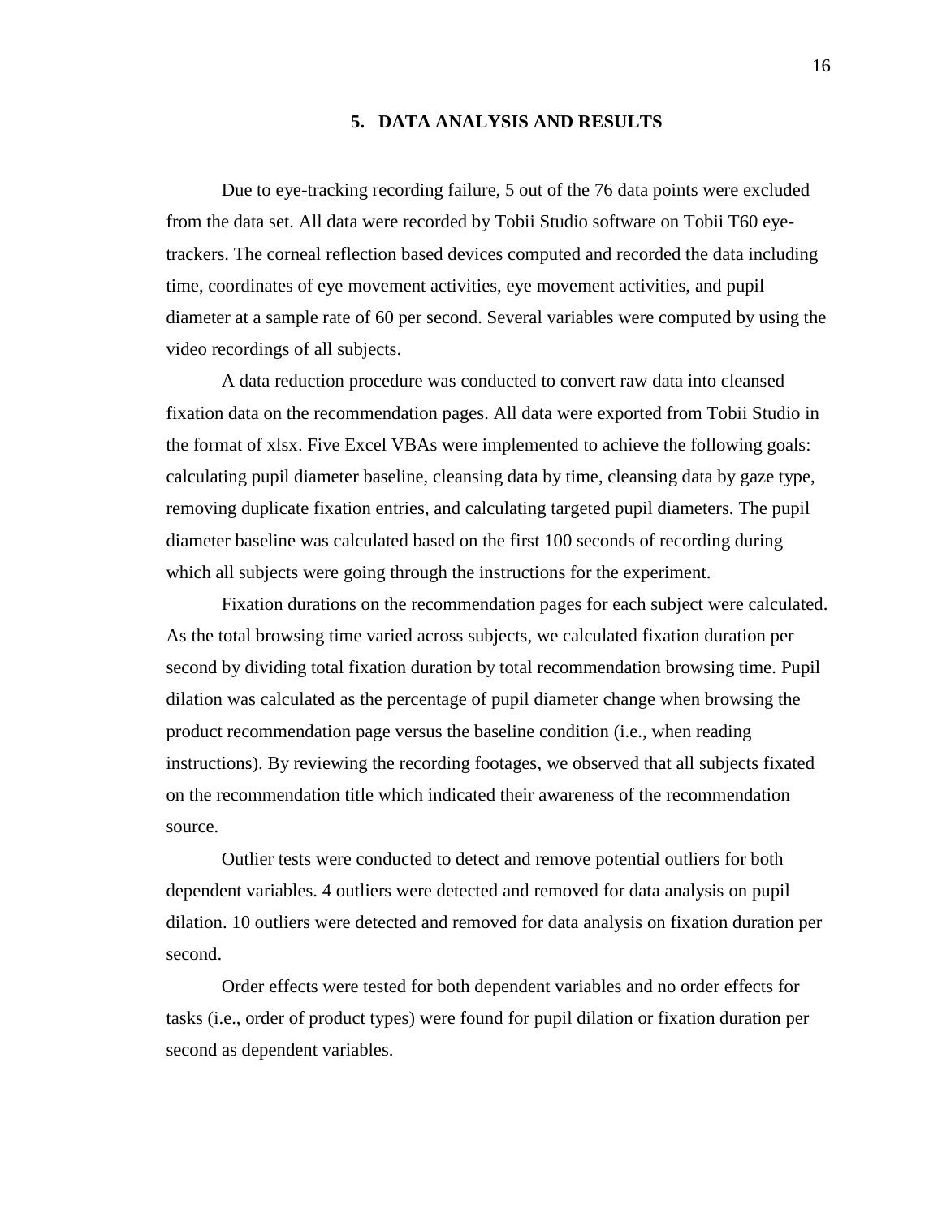## 5. DATA ANALYSIS AND RESULTS

Due to eye-tracking recording failure, 5 out of the 76 data points were excluded from the data set. All data were recorded by Tobii Studio software on Tobii T60 eye-trackers. The corneal reflection based devices computed and recorded the data including time, coordinates of eye movement activities, eye movement activities, and pupil diameter at a sample rate of 60 per second. Several variables were computed by using the video recordings of all subjects.

A data reduction procedure was conducted to convert raw data into cleansed fixation data on the recommendation pages. All data were exported from Tobii Studio in the format of xlsx. Five Excel VBAs were implemented to achieve the following goals: calculating pupil diameter baseline, cleansing data by time, cleansing data by gaze type, removing duplicate fixation entries, and calculating targeted pupil diameters. The pupil diameter baseline was calculated based on the first 100 seconds of recording during which all subjects were going through the instructions for the experiment.

Fixation durations on the recommendation pages for each subject were calculated. As the total browsing time varied across subjects, we calculated fixation duration per second by dividing total fixation duration by total recommendation browsing time. Pupil dilation was calculated as the percentage of pupil diameter change when browsing the product recommendation page versus the baseline condition (i.e., when reading instructions). By reviewing the recording footages, we observed that all subjects fixated on the recommendation title which indicated their awareness of the recommendation source.

Outlier tests were conducted to detect and remove potential outliers for both dependent variables. 4 outliers were detected and removed for data analysis on pupil dilation. 10 outliers were detected and removed for data analysis on fixation duration per second.

Order effects were tested for both dependent variables and no order effects for tasks (i.e., order of product types) were found for pupil dilation or fixation duration per second as dependent variables.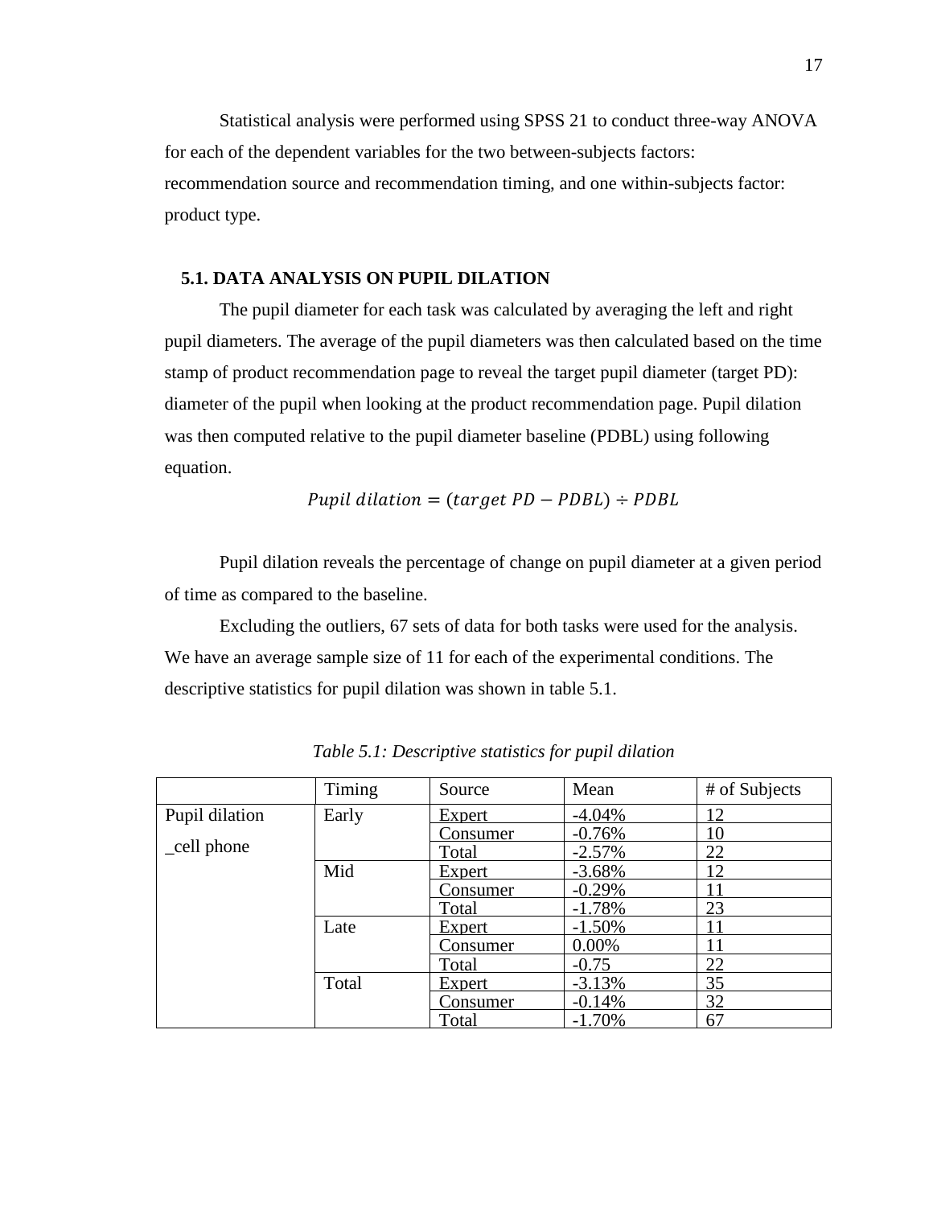Statistical analysis were performed using SPSS 21 to conduct three-way ANOVA for each of the dependent variables for the two between-subjects factors: recommendation source and recommendation timing, and one within-subjects factor: product type.

## 5.1. DATA ANALYSIS ON PUPIL DILATION

The pupil diameter for each task was calculated by averaging the left and right pupil diameters. The average of the pupil diameters was then calculated based on the time stamp of product recommendation page to reveal the target pupil diameter (target PD): diameter of the pupil when looking at the product recommendation page. Pupil dilation was then computed relative to the pupil diameter baseline (PDBL) using following equation.

$$Pupil\ dilation = (target\ PD - PDBL) \div PDBL$$

Pupil dilation reveals the percentage of change on pupil diameter at a given period of time as compared to the baseline.

Excluding the outliers, 67 sets of data for both tasks were used for the analysis. We have an average sample size of 11 for each of the experimental conditions. The descriptive statistics for pupil dilation was shown in table 5.1.

*Table 5.1: Descriptive statistics for pupil dilation*

| | Timing | Source | Mean | # of Subjects |
|---|---|---|---|---|
| Pupil dilation _cell phone | Early | Expert | -4.04% | 12 |
| | | Consumer | -0.76% | 10 |
| | | Total | -2.57% | 22 |
| | Mid | Expert | -3.68% | 12 |
| | | Consumer | -0.29% | 11 |
| | | Total | -1.78% | 23 |
| | Late | Expert | -1.50% | 11 |
| | | Consumer | 0.00% | 11 |
| | | Total | -0.75 | 22 |
| | Total | Expert | -3.13% | 35 |
| | | Consumer | -0.14% | 32 |
| | | Total | -1.70% | 67 |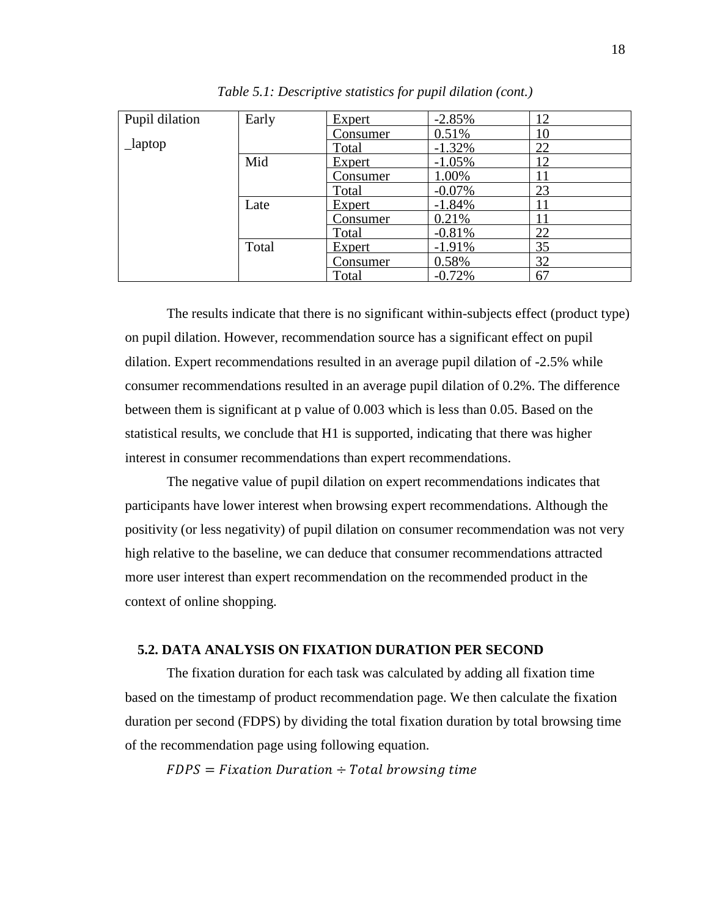*Table 5.1: Descriptive statistics for pupil dilation (cont.)*

| | | | | |
|---|---|---|---|---|
| Pupil dilation _laptop | Early | Expert | -2.85% | 12 |
| | | Consumer | 0.51% | 10 |
| | | Total | -1.32% | 22 |
| | Mid | Expert | -1.05% | 12 |
| | | Consumer | 1.00% | 11 |
| | | Total | -0.07% | 23 |
| | Late | Expert | -1.84% | 11 |
| | | Consumer | 0.21% | 11 |
| | | Total | -0.81% | 22 |
| | Total | Expert | -1.91% | 35 |
| | | Consumer | 0.58% | 32 |
| | | Total | -0.72% | 67 |

The results indicate that there is no significant within-subjects effect (product type) on pupil dilation. However, recommendation source has a significant effect on pupil dilation. Expert recommendations resulted in an average pupil dilation of -2.5% while consumer recommendations resulted in an average pupil dilation of 0.2%. The difference between them is significant at p value of 0.003 which is less than 0.05. Based on the statistical results, we conclude that H1 is supported, indicating that there was higher interest in consumer recommendations than expert recommendations.

The negative value of pupil dilation on expert recommendations indicates that participants have lower interest when browsing expert recommendations. Although the positivity (or less negativity) of pupil dilation on consumer recommendation was not very high relative to the baseline, we can deduce that consumer recommendations attracted more user interest than expert recommendation on the recommended product in the context of online shopping.

### 5.2. DATA ANALYSIS ON FIXATION DURATION PER SECOND

The fixation duration for each task was calculated by adding all fixation time based on the timestamp of product recommendation page. We then calculate the fixation duration per second (FDPS) by dividing the total fixation duration by total browsing time of the recommendation page using following equation.

$$FDPS = Fixation\ Duration \div Total\ browsing\ time$$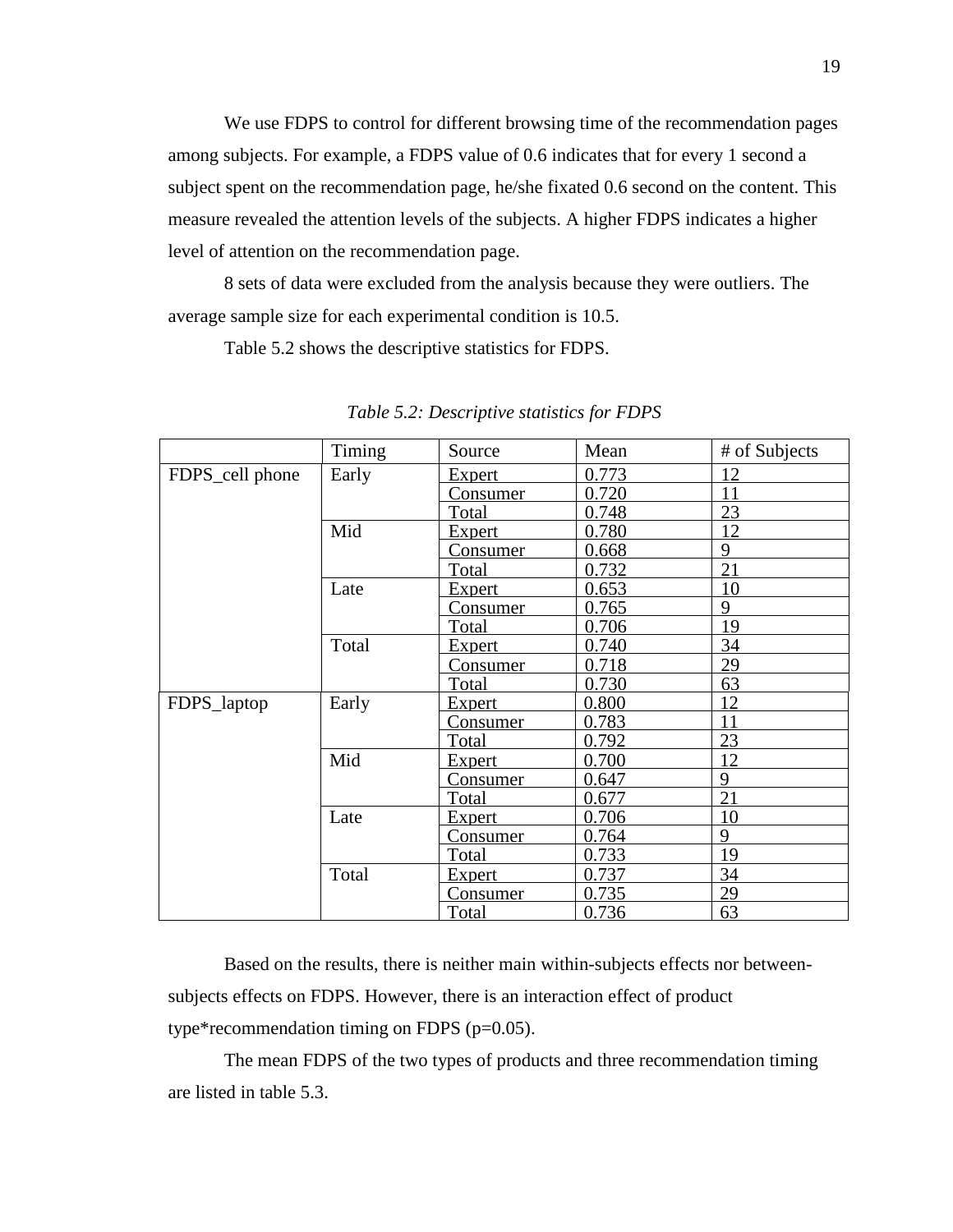We use FDPS to control for different browsing time of the recommendation pages among subjects. For example, a FDPS value of 0.6 indicates that for every 1 second a subject spent on the recommendation page, he/she fixated 0.6 second on the content. This measure revealed the attention levels of the subjects. A higher FDPS indicates a higher level of attention on the recommendation page.

8 sets of data were excluded from the analysis because they were outliers. The average sample size for each experimental condition is 10.5.

Table 5.2 shows the descriptive statistics for FDPS.

*Table 5.2: Descriptive statistics for FDPS*

| | Timing | Source | Mean | # of Subjects |
|---|---|---|---|---|
| FDPS_cell phone | Early | Expert | 0.773 | 12 |
| | | Consumer | 0.720 | 11 |
| | | Total | 0.748 | 23 |
| | Mid | Expert | 0.780 | 12 |
| | | Consumer | 0.668 | 9 |
| | | Total | 0.732 | 21 |
| | Late | Expert | 0.653 | 10 |
| | | Consumer | 0.765 | 9 |
| | | Total | 0.706 | 19 |
| | Total | Expert | 0.740 | 34 |
| | | Consumer | 0.718 | 29 |
| | | Total | 0.730 | 63 |
| FDPS_laptop | Early | Expert | 0.800 | 12 |
| | | Consumer | 0.783 | 11 |
| | | Total | 0.792 | 23 |
| | Mid | Expert | 0.700 | 12 |
| | | Consumer | 0.647 | 9 |
| | | Total | 0.677 | 21 |
| | Late | Expert | 0.706 | 10 |
| | | Consumer | 0.764 | 9 |
| | | Total | 0.733 | 19 |
| | Total | Expert | 0.737 | 34 |
| | | Consumer | 0.735 | 29 |
| | | Total | 0.736 | 63 |

Based on the results, there is neither main within-subjects effects nor between-subjects effects on FDPS. However, there is an interaction effect of product type*recommendation timing on FDPS ($p=0.05$).

The mean FDPS of the two types of products and three recommendation timing are listed in table 5.3.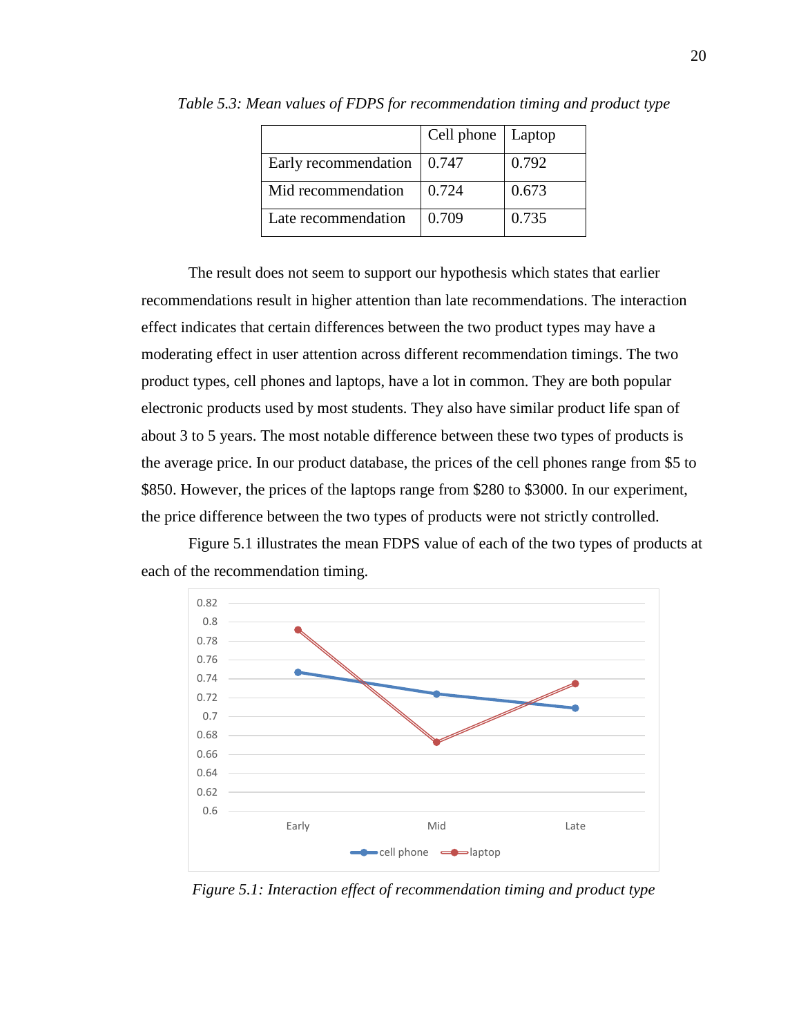*Table 5.3: Mean values of FDPS for recommendation timing and product type*

| | Cell phone | Laptop |
|---|---|---|
| Early recommendation | 0.747 | 0.792 |
| Mid recommendation | 0.724 | 0.673 |
| Late recommendation | 0.709 | 0.735 |

The result does not seem to support our hypothesis which states that earlier recommendations result in higher attention than late recommendations. The interaction effect indicates that certain differences between the two product types may have a moderating effect in user attention across different recommendation timings. The two product types, cell phones and laptops, have a lot in common. They are both popular electronic products used by most students. They also have similar product life span of about 3 to 5 years. The most notable difference between these two types of products is the average price. In our product database, the prices of the cell phones range from $5 to $850. However, the prices of the laptops range from $280 to $3000. In our experiment, the price difference between the two types of products were not strictly controlled.

Figure 5.1 illustrates the mean FDPS value of each of the two types of products at each of the recommendation timing.

*Figure 5.1: Interaction effect of recommendation timing and product type*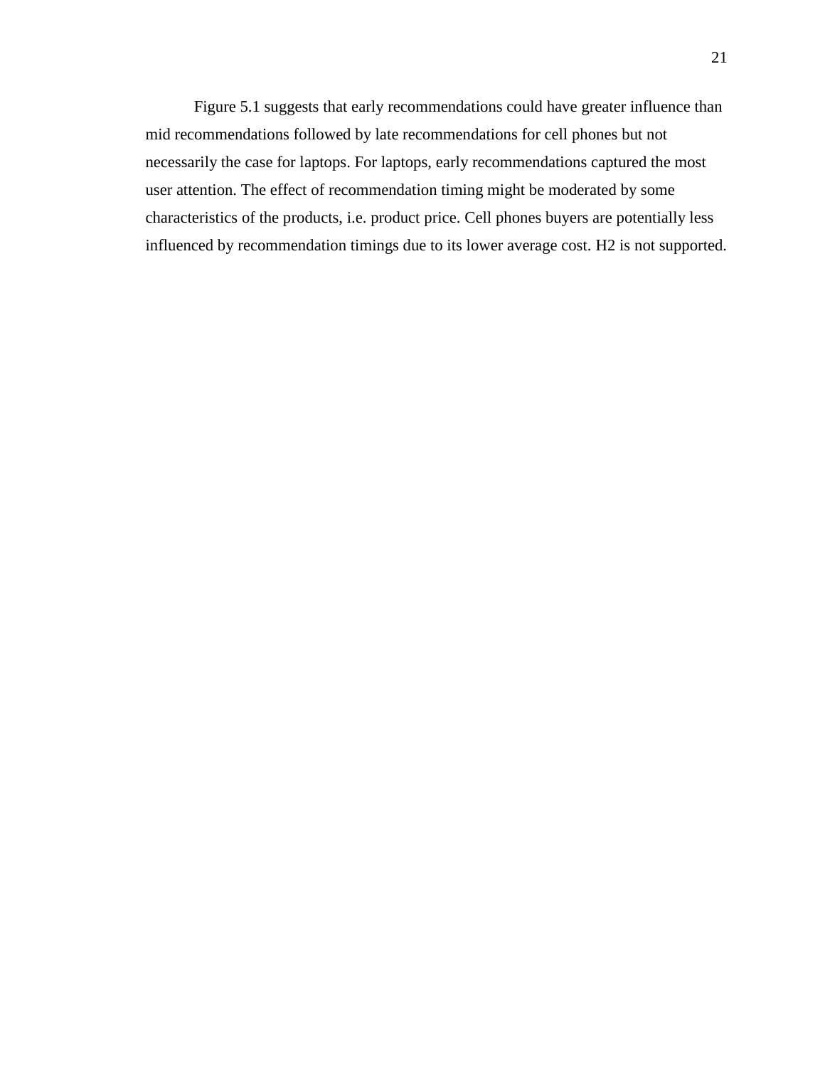Figure 5.1 suggests that early recommendations could have greater influence than mid recommendations followed by late recommendations for cell phones but not necessarily the case for laptops. For laptops, early recommendations captured the most user attention. The effect of recommendation timing might be moderated by some characteristics of the products, i.e. product price. Cell phones buyers are potentially less influenced by recommendation timings due to its lower average cost. H2 is not supported.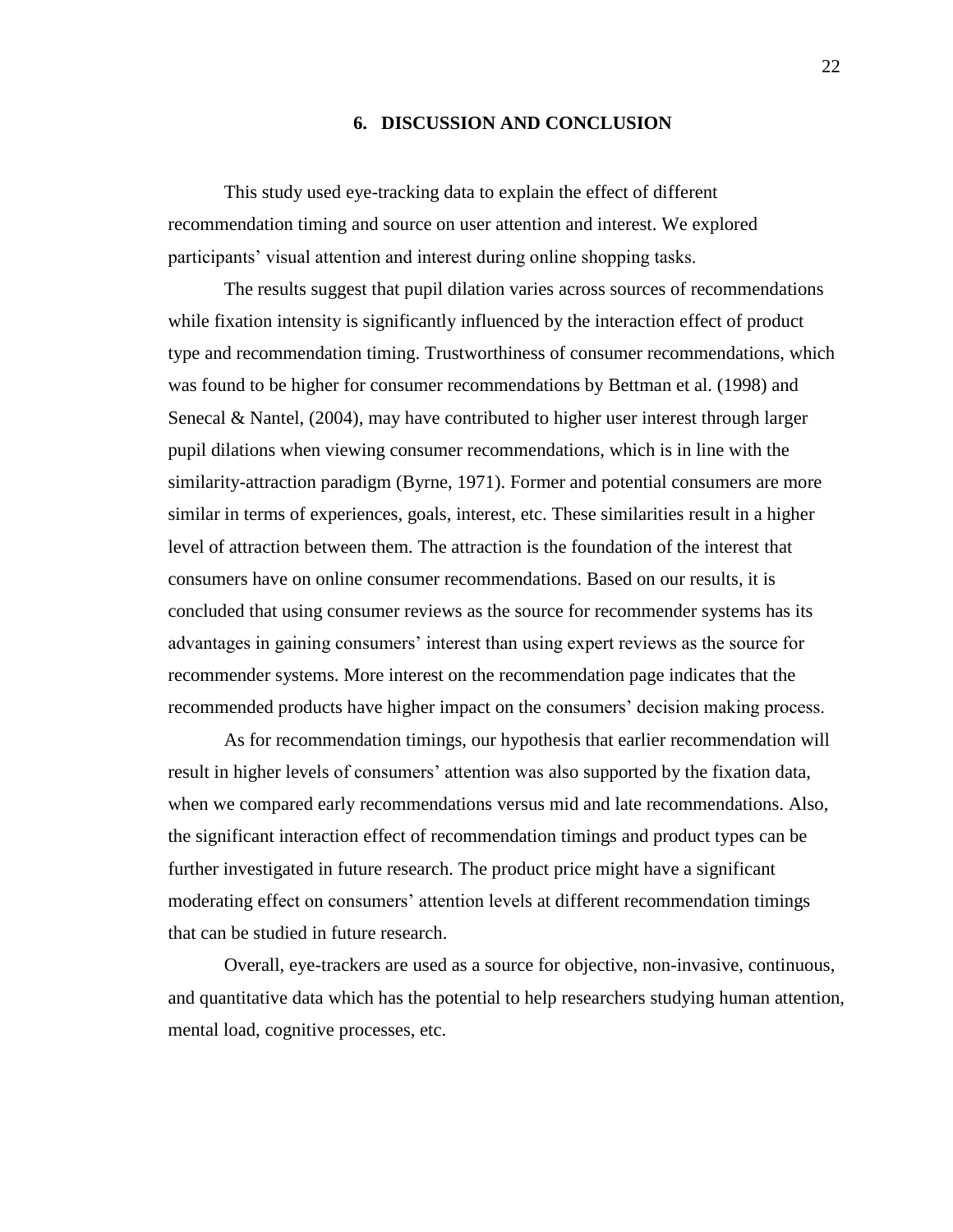# 6. DISCUSSION AND CONCLUSION

This study used eye-tracking data to explain the effect of different recommendation timing and source on user attention and interest. We explored participants' visual attention and interest during online shopping tasks.

The results suggest that pupil dilation varies across sources of recommendations while fixation intensity is significantly influenced by the interaction effect of product type and recommendation timing. Trustworthiness of consumer recommendations, which was found to be higher for consumer recommendations by Bettman et al. (1998) and Senecal & Nantel, (2004), may have contributed to higher user interest through larger pupil dilations when viewing consumer recommendations, which is in line with the similarity-attraction paradigm (Byrne, 1971). Former and potential consumers are more similar in terms of experiences, goals, interest, etc. These similarities result in a higher level of attraction between them. The attraction is the foundation of the interest that consumers have on online consumer recommendations. Based on our results, it is concluded that using consumer reviews as the source for recommender systems has its advantages in gaining consumers' interest than using expert reviews as the source for recommender systems. More interest on the recommendation page indicates that the recommended products have higher impact on the consumers' decision making process.

As for recommendation timings, our hypothesis that earlier recommendation will result in higher levels of consumers' attention was also supported by the fixation data, when we compared early recommendations versus mid and late recommendations. Also, the significant interaction effect of recommendation timings and product types can be further investigated in future research. The product price might have a significant moderating effect on consumers' attention levels at different recommendation timings that can be studied in future research.

Overall, eye-trackers are used as a source for objective, non-invasive, continuous, and quantitative data which has the potential to help researchers studying human attention, mental load, cognitive processes, etc.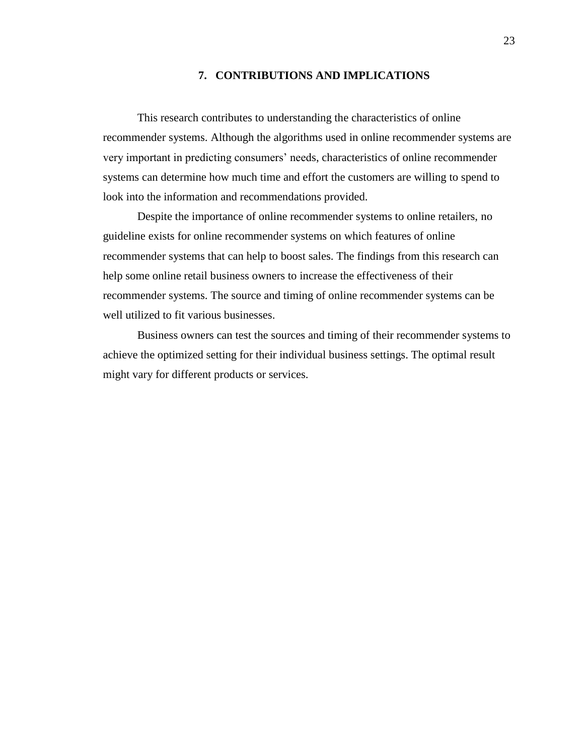## 7. CONTRIBUTIONS AND IMPLICATIONS

This research contributes to understanding the characteristics of online recommender systems. Although the algorithms used in online recommender systems are very important in predicting consumers' needs, characteristics of online recommender systems can determine how much time and effort the customers are willing to spend to look into the information and recommendations provided.

Despite the importance of online recommender systems to online retailers, no guideline exists for online recommender systems on which features of online recommender systems that can help to boost sales. The findings from this research can help some online retail business owners to increase the effectiveness of their recommender systems. The source and timing of online recommender systems can be well utilized to fit various businesses.

Business owners can test the sources and timing of their recommender systems to achieve the optimized setting for their individual business settings. The optimal result might vary for different products or services.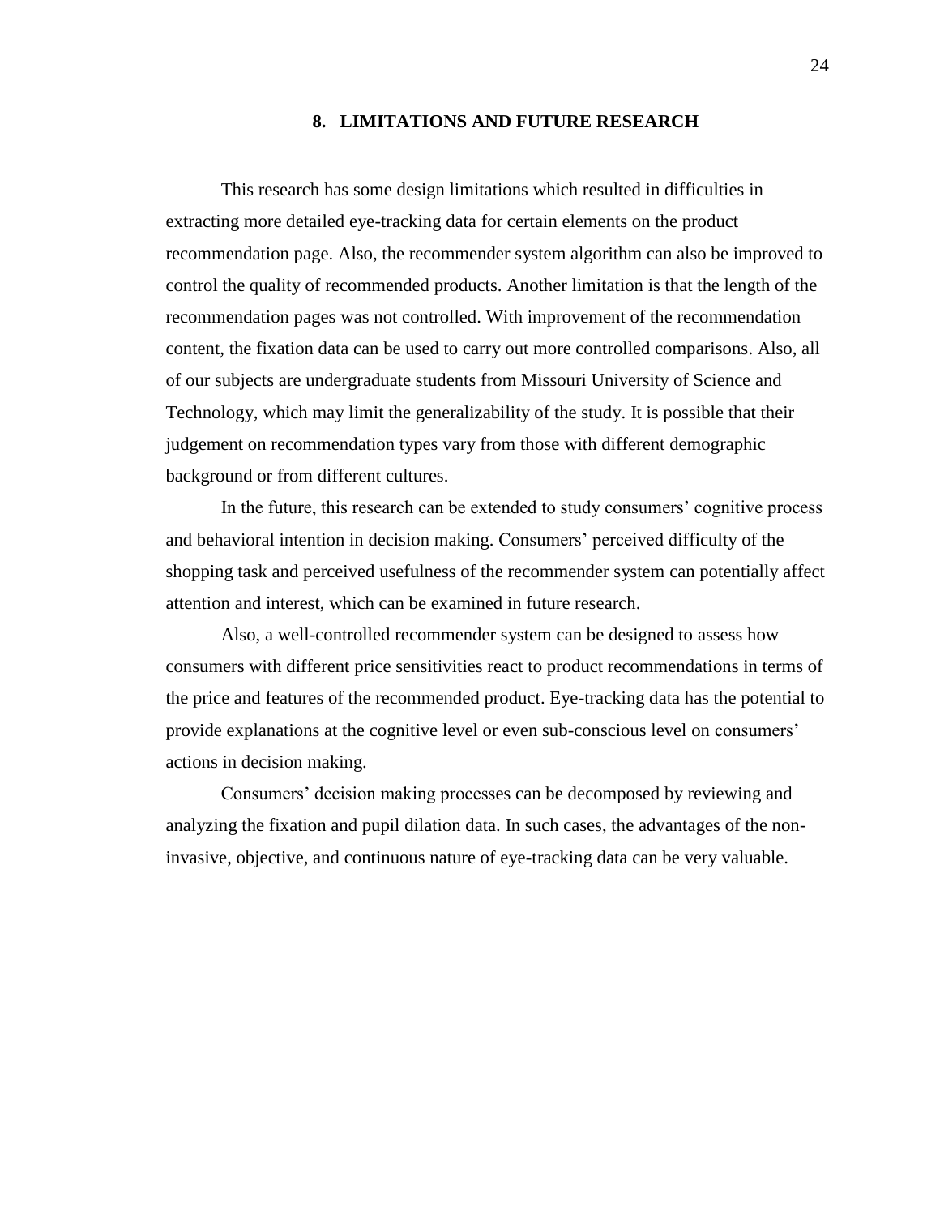## 8. LIMITATIONS AND FUTURE RESEARCH

This research has some design limitations which resulted in difficulties in extracting more detailed eye-tracking data for certain elements on the product recommendation page. Also, the recommender system algorithm can also be improved to control the quality of recommended products. Another limitation is that the length of the recommendation pages was not controlled. With improvement of the recommendation content, the fixation data can be used to carry out more controlled comparisons. Also, all of our subjects are undergraduate students from Missouri University of Science and Technology, which may limit the generalizability of the study. It is possible that their judgement on recommendation types vary from those with different demographic background or from different cultures.

In the future, this research can be extended to study consumers' cognitive process and behavioral intention in decision making. Consumers' perceived difficulty of the shopping task and perceived usefulness of the recommender system can potentially affect attention and interest, which can be examined in future research.

Also, a well-controlled recommender system can be designed to assess how consumers with different price sensitivities react to product recommendations in terms of the price and features of the recommended product. Eye-tracking data has the potential to provide explanations at the cognitive level or even sub-conscious level on consumers' actions in decision making.

Consumers' decision making processes can be decomposed by reviewing and analyzing the fixation and pupil dilation data. In such cases, the advantages of the non-invasive, objective, and continuous nature of eye-tracking data can be very valuable.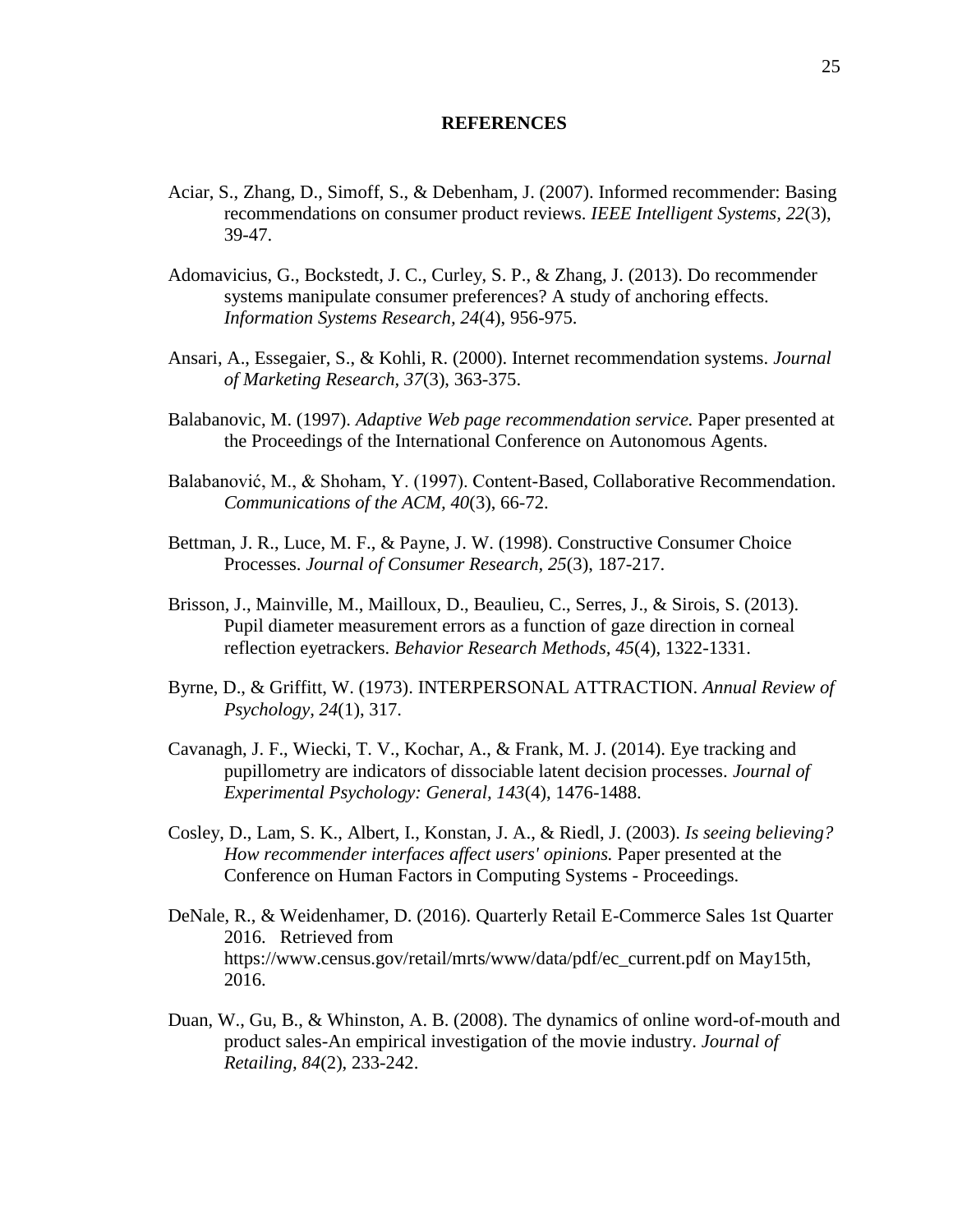# REFERENCES

Aciar, S., Zhang, D., Simoff, S., & Debenham, J. (2007). Informed recommender: Basing recommendations on consumer product reviews. *IEEE Intelligent Systems, 22*(3), 39-47.

Adomavicius, G., Bockstedt, J. C., Curley, S. P., & Zhang, J. (2013). Do recommender systems manipulate consumer preferences? A study of anchoring effects. *Information Systems Research, 24*(4), 956-975.

Ansari, A., Essegaier, S., & Kohli, R. (2000). Internet recommendation systems. *Journal of Marketing Research, 37*(3), 363-375.

Balabanovic, M. (1997). *Adaptive Web page recommendation service.* Paper presented at the Proceedings of the International Conference on Autonomous Agents.

Balabanović, M., & Shoham, Y. (1997). Content-Based, Collaborative Recommendation. *Communications of the ACM, 40*(3), 66-72.

Bettman, J. R., Luce, M. F., & Payne, J. W. (1998). Constructive Consumer Choice Processes. *Journal of Consumer Research, 25*(3), 187-217.

Brisson, J., Mainville, M., Mailloux, D., Beaulieu, C., Serres, J., & Sirois, S. (2013). Pupil diameter measurement errors as a function of gaze direction in corneal reflection eyetrackers. *Behavior Research Methods, 45*(4), 1322-1331.

Byrne, D., & Griffitt, W. (1973). INTERPERSONAL ATTRACTION. *Annual Review of Psychology, 24*(1), 317.

Cavanagh, J. F., Wiecki, T. V., Kochar, A., & Frank, M. J. (2014). Eye tracking and pupillometry are indicators of dissociable latent decision processes. *Journal of Experimental Psychology: General, 143*(4), 1476-1488.

Cosley, D., Lam, S. K., Albert, I., Konstan, J. A., & Riedl, J. (2003). *Is seeing believing? How recommender interfaces affect users' opinions.* Paper presented at the Conference on Human Factors in Computing Systems - Proceedings.

DeNale, R., & Weidenhamer, D. (2016). Quarterly Retail E-Commerce Sales 1st Quarter 2016. Retrieved from https://www.census.gov/retail/mrts/www/data/pdf/ec_current.pdf on May15th, 2016.

Duan, W., Gu, B., & Whinston, A. B. (2008). The dynamics of online word-of-mouth and product sales-An empirical investigation of the movie industry. *Journal of Retailing, 84*(2), 233-242.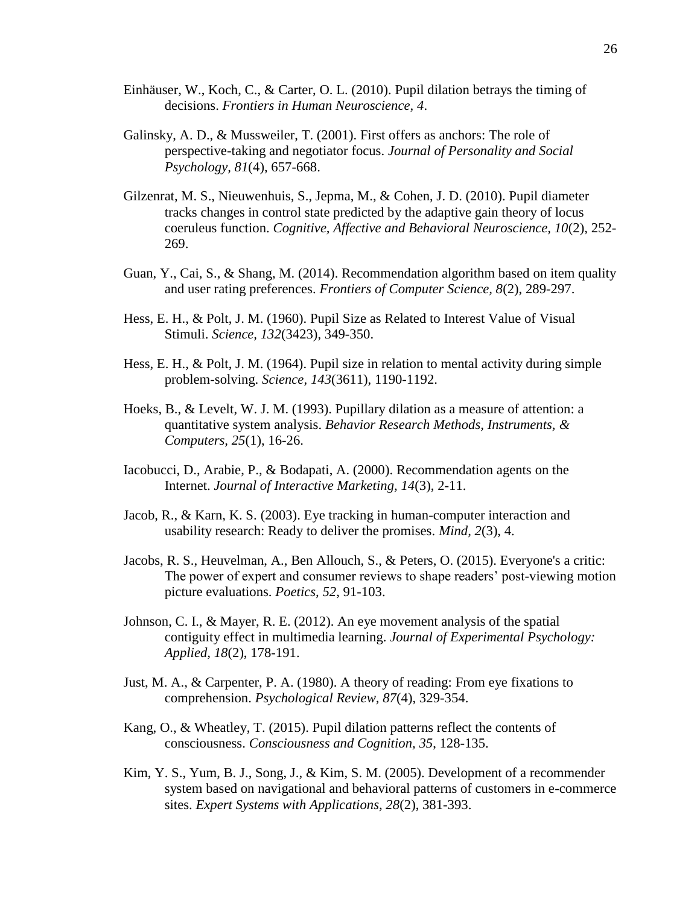Einhäuser, W., Koch, C., & Carter, O. L. (2010). Pupil dilation betrays the timing of decisions. *Frontiers in Human Neuroscience, 4*.

Galinsky, A. D., & Mussweiler, T. (2001). First offers as anchors: The role of perspective-taking and negotiator focus. *Journal of Personality and Social Psychology, 81*(4), 657-668.

Gilzenrat, M. S., Nieuwenhuis, S., Jepma, M., & Cohen, J. D. (2010). Pupil diameter tracks changes in control state predicted by the adaptive gain theory of locus coeruleus function. *Cognitive, Affective and Behavioral Neuroscience, 10*(2), 252-269.

Guan, Y., Cai, S., & Shang, M. (2014). Recommendation algorithm based on item quality and user rating preferences. *Frontiers of Computer Science, 8*(2), 289-297.

Hess, E. H., & Polt, J. M. (1960). Pupil Size as Related to Interest Value of Visual Stimuli. *Science, 132*(3423), 349-350.

Hess, E. H., & Polt, J. M. (1964). Pupil size in relation to mental activity during simple problem-solving. *Science, 143*(3611), 1190-1192.

Hoeks, B., & Levelt, W. J. M. (1993). Pupillary dilation as a measure of attention: a quantitative system analysis. *Behavior Research Methods, Instruments, & Computers, 25*(1), 16-26.

Iacobucci, D., Arabie, P., & Bodapati, A. (2000). Recommendation agents on the Internet. *Journal of Interactive Marketing, 14*(3), 2-11.

Jacob, R., & Karn, K. S. (2003). Eye tracking in human-computer interaction and usability research: Ready to deliver the promises. *Mind, 2*(3), 4.

Jacobs, R. S., Heuvelman, A., Ben Allouch, S., & Peters, O. (2015). Everyone's a critic: The power of expert and consumer reviews to shape readers' post-viewing motion picture evaluations. *Poetics, 52*, 91-103.

Johnson, C. I., & Mayer, R. E. (2012). An eye movement analysis of the spatial contiguity effect in multimedia learning. *Journal of Experimental Psychology: Applied, 18*(2), 178-191.

Just, M. A., & Carpenter, P. A. (1980). A theory of reading: From eye fixations to comprehension. *Psychological Review, 87*(4), 329-354.

Kang, O., & Wheatley, T. (2015). Pupil dilation patterns reflect the contents of consciousness. *Consciousness and Cognition, 35*, 128-135.

Kim, Y. S., Yum, B. J., Song, J., & Kim, S. M. (2005). Development of a recommender system based on navigational and behavioral patterns of customers in e-commerce sites. *Expert Systems with Applications, 28*(2), 381-393.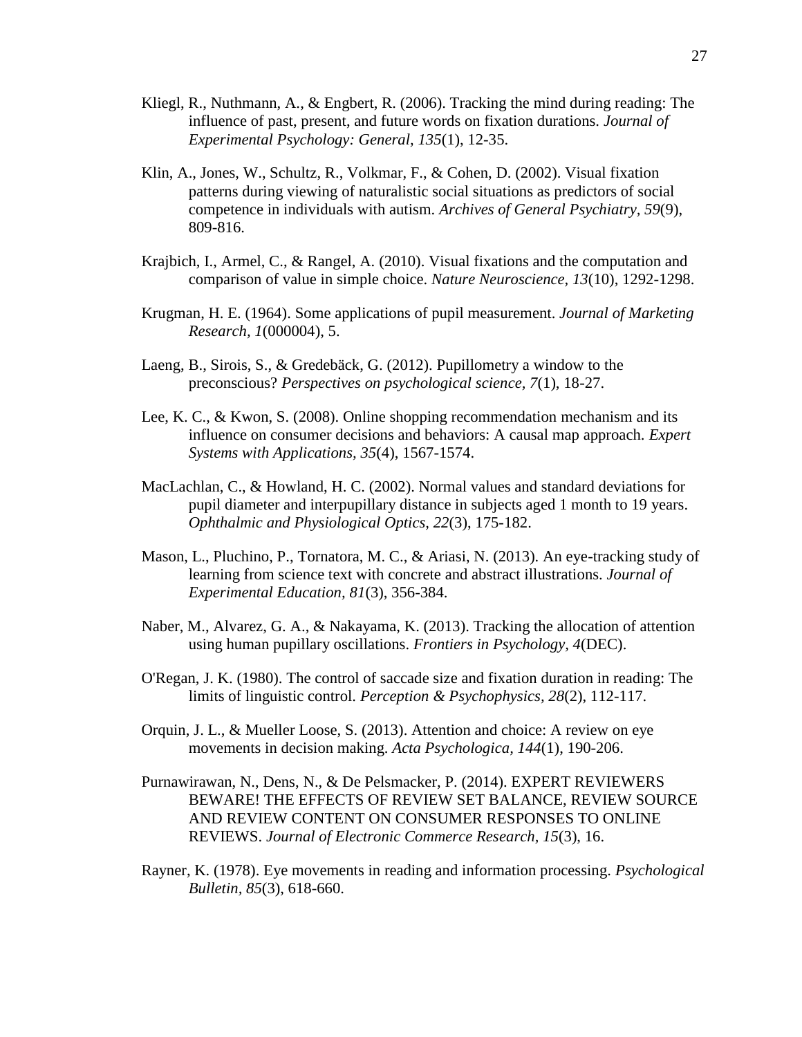Kliegl, R., Nuthmann, A., & Engbert, R. (2006). Tracking the mind during reading: The influence of past, present, and future words on fixation durations. *Journal of Experimental Psychology: General, 135*(1), 12-35.

Klin, A., Jones, W., Schultz, R., Volkmar, F., & Cohen, D. (2002). Visual fixation patterns during viewing of naturalistic social situations as predictors of social competence in individuals with autism. *Archives of General Psychiatry, 59*(9), 809-816.

Krajbich, I., Armel, C., & Rangel, A. (2010). Visual fixations and the computation and comparison of value in simple choice. *Nature Neuroscience, 13*(10), 1292-1298.

Krugman, H. E. (1964). Some applications of pupil measurement. *Journal of Marketing Research, 1*(000004), 5.

Laeng, B., Sirois, S., & Gredebäck, G. (2012). Pupillometry a window to the preconscious? *Perspectives on psychological science, 7*(1), 18-27.

Lee, K. C., & Kwon, S. (2008). Online shopping recommendation mechanism and its influence on consumer decisions and behaviors: A causal map approach. *Expert Systems with Applications, 35*(4), 1567-1574.

MacLachlan, C., & Howland, H. C. (2002). Normal values and standard deviations for pupil diameter and interpupillary distance in subjects aged 1 month to 19 years. *Ophthalmic and Physiological Optics, 22*(3), 175-182.

Mason, L., Pluchino, P., Tornatora, M. C., & Ariasi, N. (2013). An eye-tracking study of learning from science text with concrete and abstract illustrations. *Journal of Experimental Education, 81*(3), 356-384.

Naber, M., Alvarez, G. A., & Nakayama, K. (2013). Tracking the allocation of attention using human pupillary oscillations. *Frontiers in Psychology, 4*(DEC).

O'Regan, J. K. (1980). The control of saccade size and fixation duration in reading: The limits of linguistic control. *Perception & Psychophysics, 28*(2), 112-117.

Orquin, J. L., & Mueller Loose, S. (2013). Attention and choice: A review on eye movements in decision making. *Acta Psychologica, 144*(1), 190-206.

Purnawirawan, N., Dens, N., & De Pelsmacker, P. (2014). EXPERT REVIEWERS BEWARE! THE EFFECTS OF REVIEW SET BALANCE, REVIEW SOURCE AND REVIEW CONTENT ON CONSUMER RESPONSES TO ONLINE REVIEWS. *Journal of Electronic Commerce Research, 15*(3), 16.

Rayner, K. (1978). Eye movements in reading and information processing. *Psychological Bulletin, 85*(3), 618-660.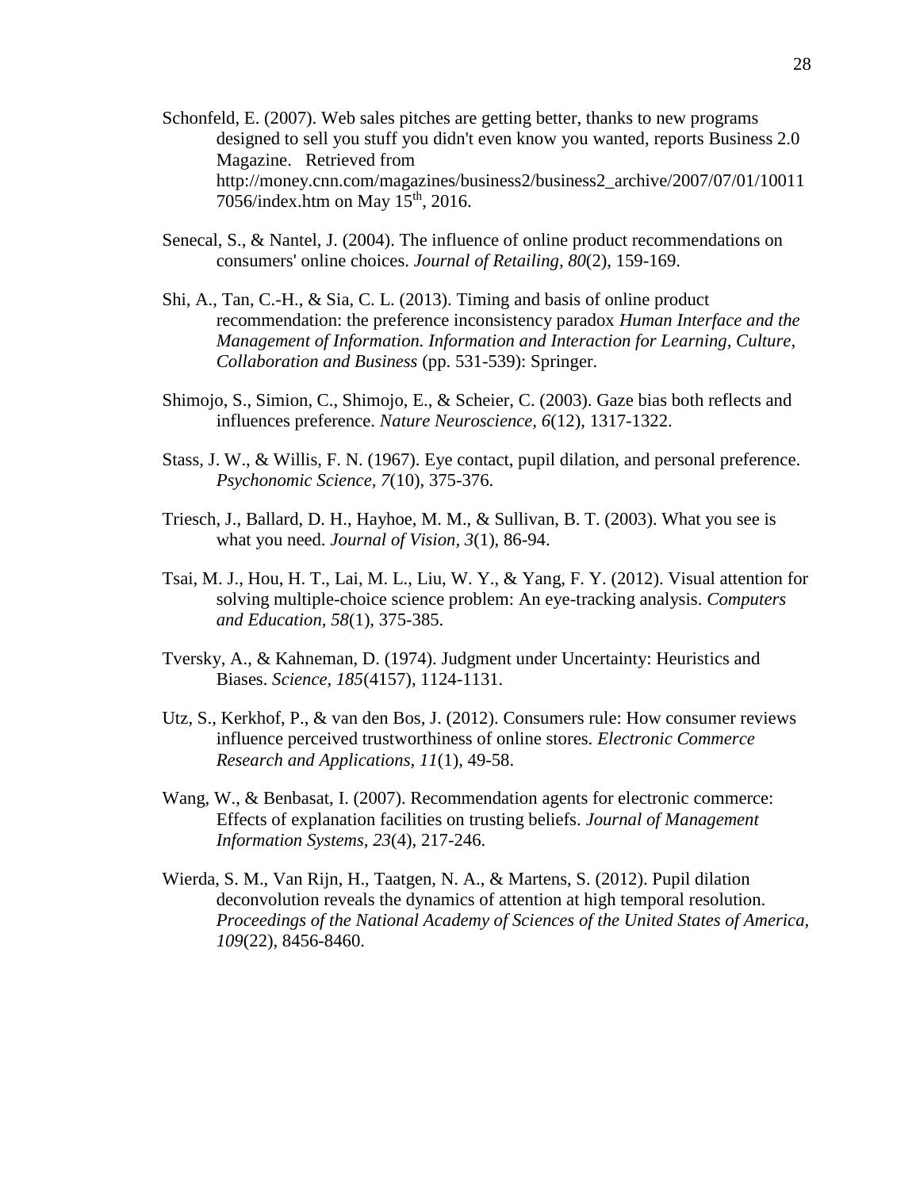Schonfeld, E. (2007). Web sales pitches are getting better, thanks to new programs designed to sell you stuff you didn't even know you wanted, reports Business 2.0 Magazine. Retrieved from http://money.cnn.com/magazines/business2/business2_archive/2007/07/01/100117056/index.htm on May 15th, 2016.

Senecal, S., & Nantel, J. (2004). The influence of online product recommendations on consumers' online choices. *Journal of Retailing, 80*(2), 159-169.

Shi, A., Tan, C.-H., & Sia, C. L. (2013). Timing and basis of online product recommendation: the preference inconsistency paradox *Human Interface and the Management of Information. Information and Interaction for Learning, Culture, Collaboration and Business* (pp. 531-539): Springer.

Shimojo, S., Simion, C., Shimojo, E., & Scheier, C. (2003). Gaze bias both reflects and influences preference. *Nature Neuroscience, 6*(12), 1317-1322.

Stass, J. W., & Willis, F. N. (1967). Eye contact, pupil dilation, and personal preference. *Psychonomic Science, 7*(10), 375-376.

Triesch, J., Ballard, D. H., Hayhoe, M. M., & Sullivan, B. T. (2003). What you see is what you need. *Journal of Vision, 3*(1), 86-94.

Tsai, M. J., Hou, H. T., Lai, M. L., Liu, W. Y., & Yang, F. Y. (2012). Visual attention for solving multiple-choice science problem: An eye-tracking analysis. *Computers and Education, 58*(1), 375-385.

Tversky, A., & Kahneman, D. (1974). Judgment under Uncertainty: Heuristics and Biases. *Science, 185*(4157), 1124-1131.

Utz, S., Kerkhof, P., & van den Bos, J. (2012). Consumers rule: How consumer reviews influence perceived trustworthiness of online stores. *Electronic Commerce Research and Applications, 11*(1), 49-58.

Wang, W., & Benbasat, I. (2007). Recommendation agents for electronic commerce: Effects of explanation facilities on trusting beliefs. *Journal of Management Information Systems, 23*(4), 217-246.

Wierda, S. M., Van Rijn, H., Taatgen, N. A., & Martens, S. (2012). Pupil dilation deconvolution reveals the dynamics of attention at high temporal resolution. *Proceedings of the National Academy of Sciences of the United States of America, 109*(22), 8456-8460.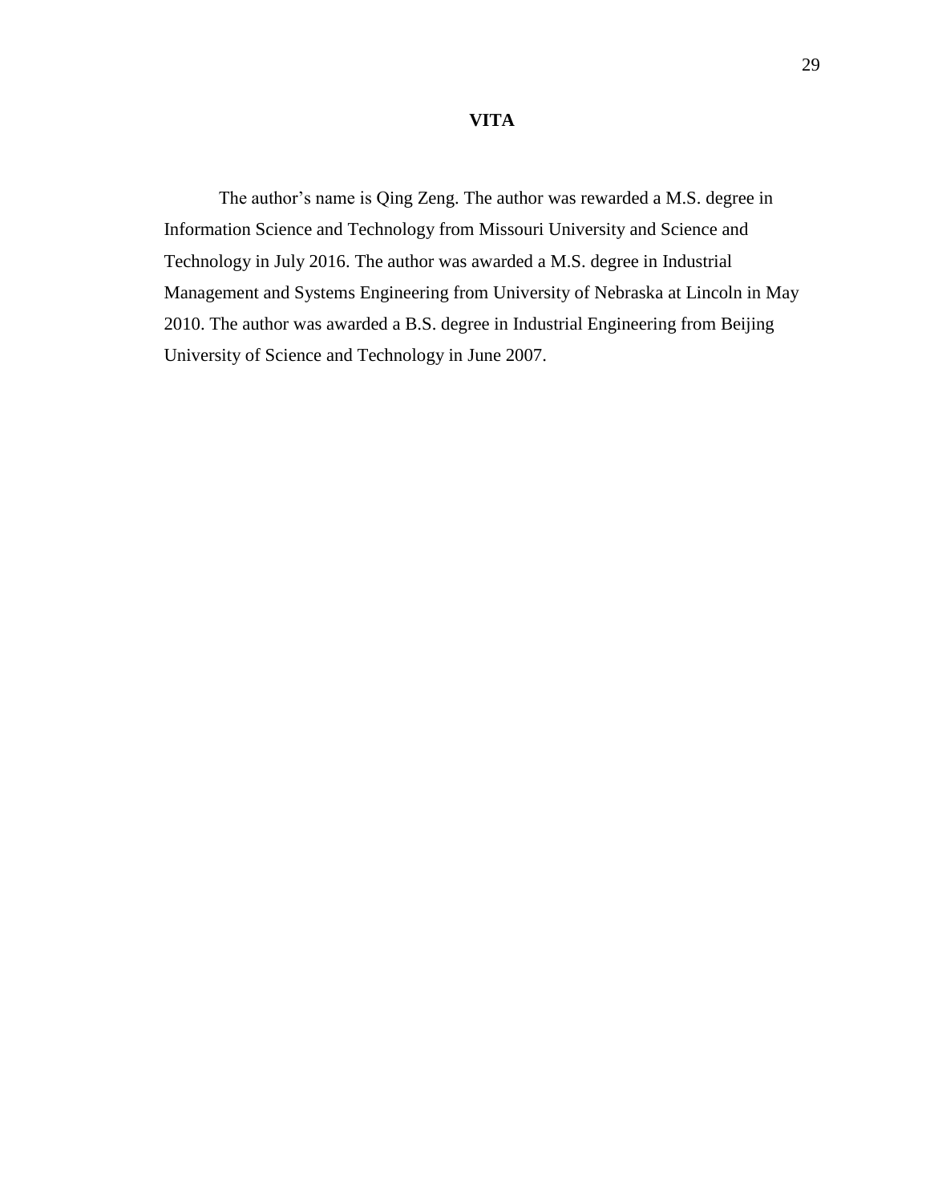# VITA

The author's name is Qing Zeng. The author was rewarded a M.S. degree in Information Science and Technology from Missouri University and Science and Technology in July 2016. The author was awarded a M.S. degree in Industrial Management and Systems Engineering from University of Nebraska at Lincoln in May 2010. The author was awarded a B.S. degree in Industrial Engineering from Beijing University of Science and Technology in June 2007.